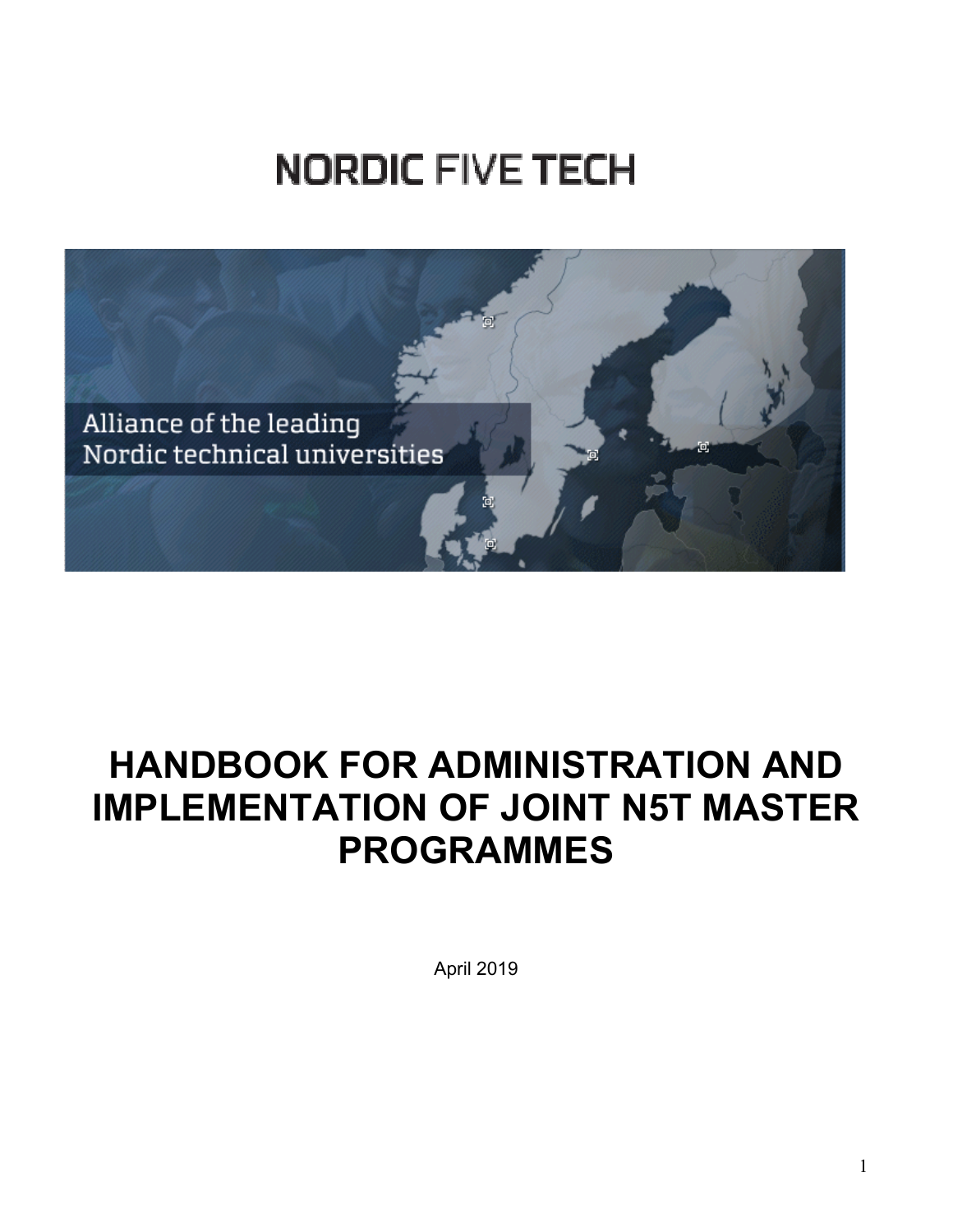NORDIC FIVE TECH

Alliance of the leading Nordic technical universities

# HANDBOOK FOR ADMINISTRATION AND IMPLEMENTATION OF JOINT N5T MASTER PROGRAMMES

April 2019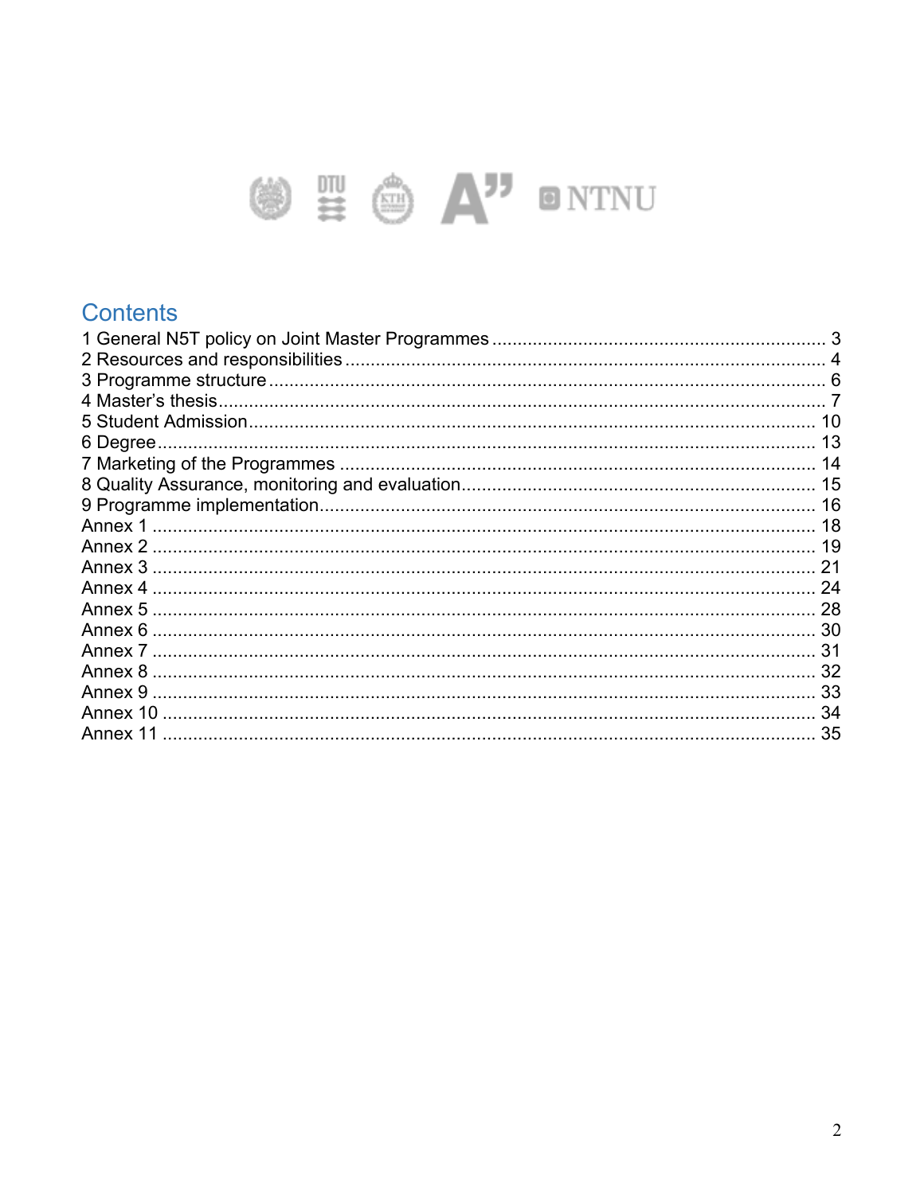## Contents

1 General N5T policy on Joint Master Programmes ........ 3
2 Resources and responsibilities ........ 4
3 Programme structure ........ 6
4 Master's thesis ........ 7
5 Student Admission ........ 10
6 Degree ........ 13
7 Marketing of the Programmes ........ 14
8 Quality Assurance, monitoring and evaluation ........ 15
9 Programme implementation ........ 16
Annex 1 ........ 18
Annex 2 ........ 19
Annex 3 ........ 21
Annex 4 ........ 24
Annex 5 ........ 28
Annex 6 ........ 30
Annex 7 ........ 31
Annex 8 ........ 32
Annex 9 ........ 33
Annex 10 ........ 34
Annex 11 ........ 35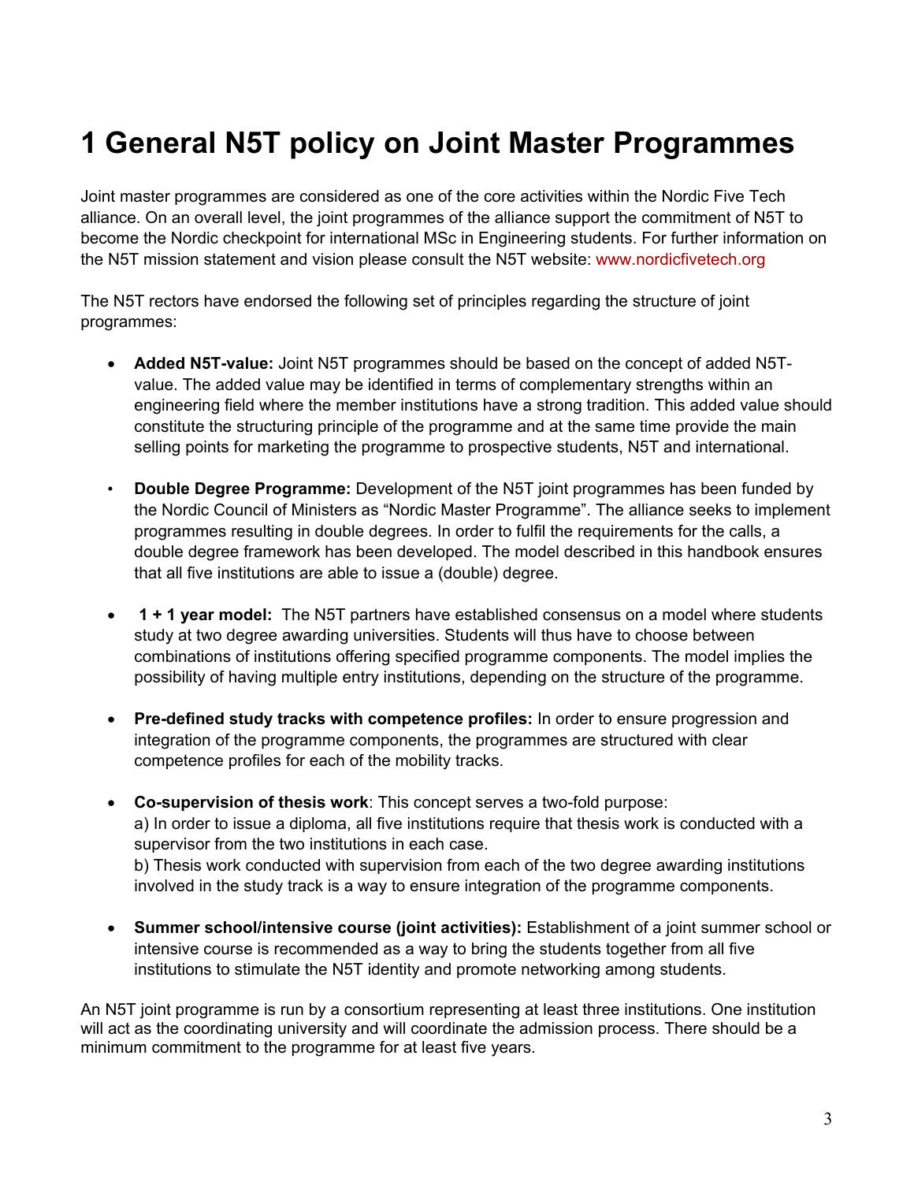# 1 General N5T policy on Joint Master Programmes

Joint master programmes are considered as one of the core activities within the Nordic Five Tech alliance. On an overall level, the joint programmes of the alliance support the commitment of N5T to become the Nordic checkpoint for international MSc in Engineering students. For further information on the N5T mission statement and vision please consult the N5T website: www.nordicfivetech.org

The N5T rectors have endorsed the following set of principles regarding the structure of joint programmes:

- **Added N5T-value:** Joint N5T programmes should be based on the concept of added N5T-value. The added value may be identified in terms of complementary strengths within an engineering field where the member institutions have a strong tradition. This added value should constitute the structuring principle of the programme and at the same time provide the main selling points for marketing the programme to prospective students, N5T and international.

- **Double Degree Programme:** Development of the N5T joint programmes has been funded by the Nordic Council of Ministers as "Nordic Master Programme". The alliance seeks to implement programmes resulting in double degrees. In order to fulfil the requirements for the calls, a double degree framework has been developed. The model described in this handbook ensures that all five institutions are able to issue a (double) degree.

- **1 + 1 year model:** The N5T partners have established consensus on a model where students study at two degree awarding universities. Students will thus have to choose between combinations of institutions offering specified programme components. The model implies the possibility of having multiple entry institutions, depending on the structure of the programme.

- **Pre-defined study tracks with competence profiles:** In order to ensure progression and integration of the programme components, the programmes are structured with clear competence profiles for each of the mobility tracks.

- **Co-supervision of thesis work**: This concept serves a two-fold purpose:
  a) In order to issue a diploma, all five institutions require that thesis work is conducted with a supervisor from the two institutions in each case.
  b) Thesis work conducted with supervision from each of the two degree awarding institutions involved in the study track is a way to ensure integration of the programme components.

- **Summer school/intensive course (joint activities):** Establishment of a joint summer school or intensive course is recommended as a way to bring the students together from all five institutions to stimulate the N5T identity and promote networking among students.

An N5T joint programme is run by a consortium representing at least three institutions. One institution will act as the coordinating university and will coordinate the admission process. There should be a minimum commitment to the programme for at least five years.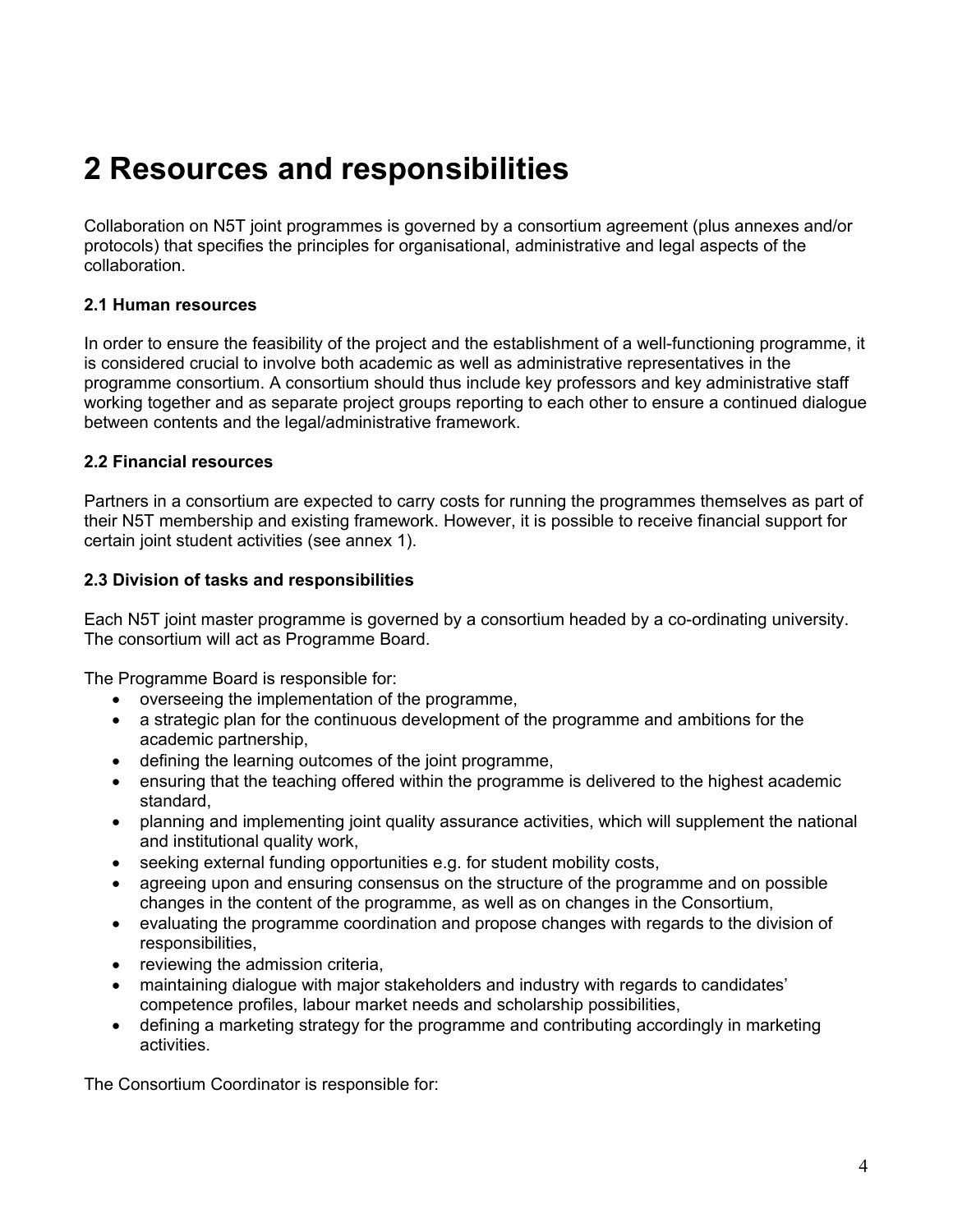# 2 Resources and responsibilities

Collaboration on N5T joint programmes is governed by a consortium agreement (plus annexes and/or protocols) that specifies the principles for organisational, administrative and legal aspects of the collaboration.

### 2.1 Human resources

In order to ensure the feasibility of the project and the establishment of a well-functioning programme, it is considered crucial to involve both academic as well as administrative representatives in the programme consortium. A consortium should thus include key professors and key administrative staff working together and as separate project groups reporting to each other to ensure a continued dialogue between contents and the legal/administrative framework.

### 2.2 Financial resources

Partners in a consortium are expected to carry costs for running the programmes themselves as part of their N5T membership and existing framework. However, it is possible to receive financial support for certain joint student activities (see annex 1).

### 2.3 Division of tasks and responsibilities

Each N5T joint master programme is governed by a consortium headed by a co-ordinating university. The consortium will act as Programme Board.

The Programme Board is responsible for:

- overseeing the implementation of the programme,
- a strategic plan for the continuous development of the programme and ambitions for the academic partnership,
- defining the learning outcomes of the joint programme,
- ensuring that the teaching offered within the programme is delivered to the highest academic standard,
- planning and implementing joint quality assurance activities, which will supplement the national and institutional quality work,
- seeking external funding opportunities e.g. for student mobility costs,
- agreeing upon and ensuring consensus on the structure of the programme and on possible changes in the content of the programme, as well as on changes in the Consortium,
- evaluating the programme coordination and propose changes with regards to the division of responsibilities,
- reviewing the admission criteria,
- maintaining dialogue with major stakeholders and industry with regards to candidates' competence profiles, labour market needs and scholarship possibilities,
- defining a marketing strategy for the programme and contributing accordingly in marketing activities.

The Consortium Coordinator is responsible for: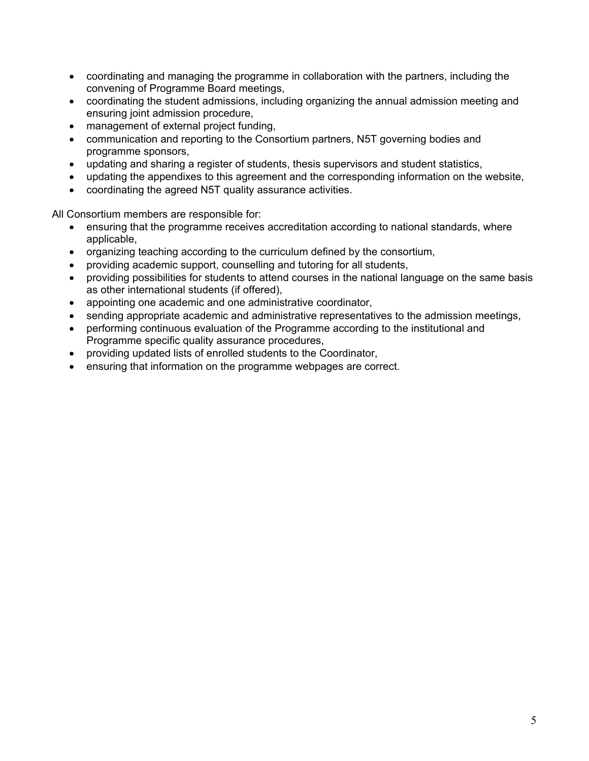- coordinating and managing the programme in collaboration with the partners, including the convening of Programme Board meetings,
- coordinating the student admissions, including organizing the annual admission meeting and ensuring joint admission procedure,
- management of external project funding,
- communication and reporting to the Consortium partners, N5T governing bodies and programme sponsors,
- updating and sharing a register of students, thesis supervisors and student statistics,
- updating the appendixes to this agreement and the corresponding information on the website,
- coordinating the agreed N5T quality assurance activities.

All Consortium members are responsible for:

- ensuring that the programme receives accreditation according to national standards, where applicable,
- organizing teaching according to the curriculum defined by the consortium,
- providing academic support, counselling and tutoring for all students,
- providing possibilities for students to attend courses in the national language on the same basis as other international students (if offered),
- appointing one academic and one administrative coordinator,
- sending appropriate academic and administrative representatives to the admission meetings,
- performing continuous evaluation of the Programme according to the institutional and Programme specific quality assurance procedures,
- providing updated lists of enrolled students to the Coordinator,
- ensuring that information on the programme webpages are correct.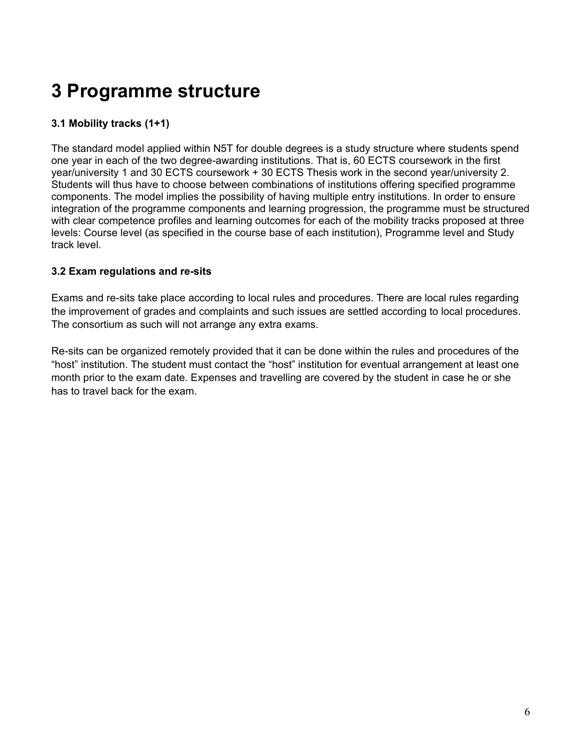# 3 Programme structure

### 3.1 Mobility tracks (1+1)

The standard model applied within N5T for double degrees is a study structure where students spend one year in each of the two degree-awarding institutions. That is, 60 ECTS coursework in the first year/university 1 and 30 ECTS coursework + 30 ECTS Thesis work in the second year/university 2. Students will thus have to choose between combinations of institutions offering specified programme components. The model implies the possibility of having multiple entry institutions. In order to ensure integration of the programme components and learning progression, the programme must be structured with clear competence profiles and learning outcomes for each of the mobility tracks proposed at three levels: Course level (as specified in the course base of each institution), Programme level and Study track level.

### 3.2 Exam regulations and re-sits

Exams and re-sits take place according to local rules and procedures. There are local rules regarding the improvement of grades and complaints and such issues are settled according to local procedures. The consortium as such will not arrange any extra exams.

Re-sits can be organized remotely provided that it can be done within the rules and procedures of the "host" institution. The student must contact the "host" institution for eventual arrangement at least one month prior to the exam date. Expenses and travelling are covered by the student in case he or she has to travel back for the exam.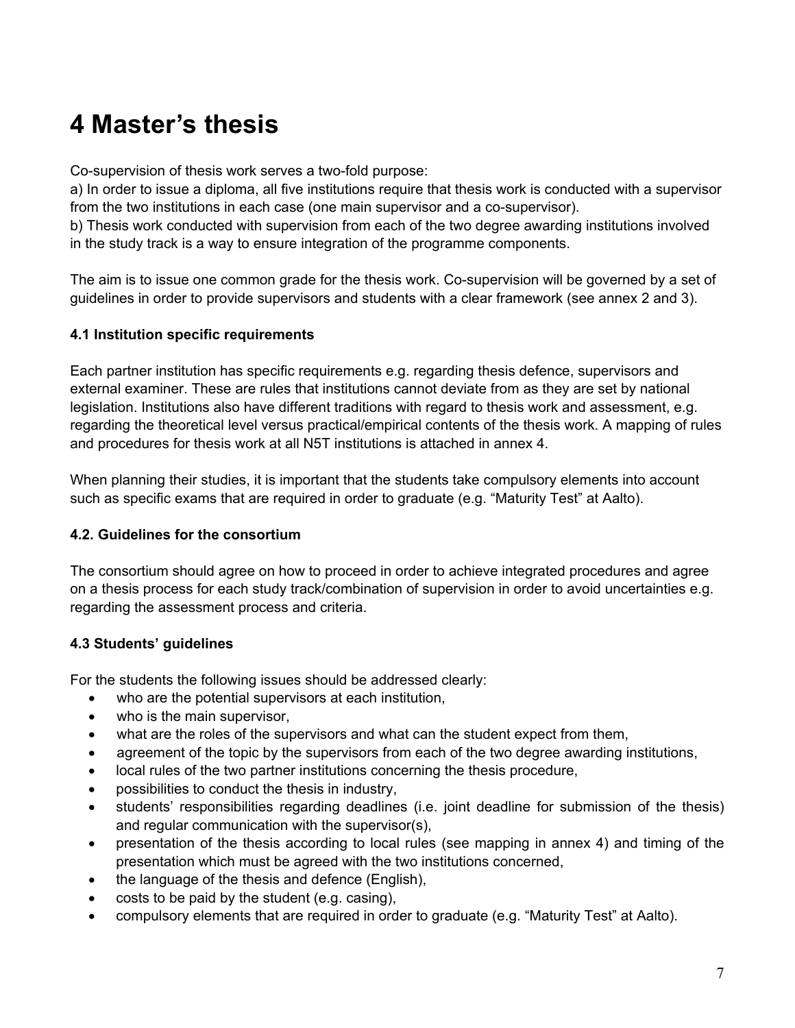# 4 Master's thesis

Co-supervision of thesis work serves a two-fold purpose:
a) In order to issue a diploma, all five institutions require that thesis work is conducted with a supervisor from the two institutions in each case (one main supervisor and a co-supervisor).
b) Thesis work conducted with supervision from each of the two degree awarding institutions involved in the study track is a way to ensure integration of the programme components.

The aim is to issue one common grade for the thesis work. Co-supervision will be governed by a set of guidelines in order to provide supervisors and students with a clear framework (see annex 2 and 3).

### 4.1 Institution specific requirements

Each partner institution has specific requirements e.g. regarding thesis defence, supervisors and external examiner. These are rules that institutions cannot deviate from as they are set by national legislation. Institutions also have different traditions with regard to thesis work and assessment, e.g. regarding the theoretical level versus practical/empirical contents of the thesis work. A mapping of rules and procedures for thesis work at all N5T institutions is attached in annex 4.

When planning their studies, it is important that the students take compulsory elements into account such as specific exams that are required in order to graduate (e.g. "Maturity Test" at Aalto).

### 4.2. Guidelines for the consortium

The consortium should agree on how to proceed in order to achieve integrated procedures and agree on a thesis process for each study track/combination of supervision in order to avoid uncertainties e.g. regarding the assessment process and criteria.

### 4.3 Students' guidelines

For the students the following issues should be addressed clearly:

- who are the potential supervisors at each institution,
- who is the main supervisor,
- what are the roles of the supervisors and what can the student expect from them,
- agreement of the topic by the supervisors from each of the two degree awarding institutions,
- local rules of the two partner institutions concerning the thesis procedure,
- possibilities to conduct the thesis in industry,
- students' responsibilities regarding deadlines (i.e. joint deadline for submission of the thesis) and regular communication with the supervisor(s),
- presentation of the thesis according to local rules (see mapping in annex 4) and timing of the presentation which must be agreed with the two institutions concerned,
- the language of the thesis and defence (English),
- costs to be paid by the student (e.g. casing),
- compulsory elements that are required in order to graduate (e.g. "Maturity Test" at Aalto).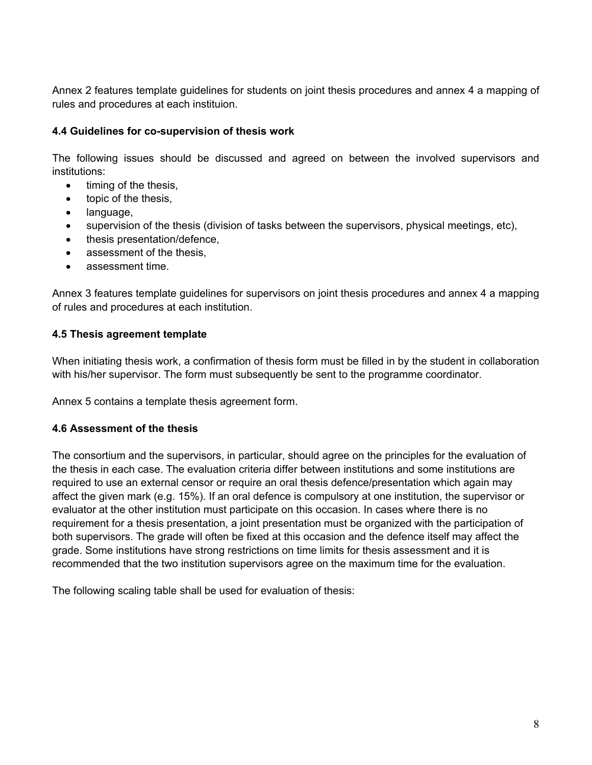Annex 2 features template guidelines for students on joint thesis procedures and annex 4 a mapping of rules and procedures at each instituion.

### 4.4 Guidelines for co-supervision of thesis work

The following issues should be discussed and agreed on between the involved supervisors and institutions:

- timing of the thesis,
- topic of the thesis,
- language,
- supervision of the thesis (division of tasks between the supervisors, physical meetings, etc),
- thesis presentation/defence,
- assessment of the thesis,
- assessment time.

Annex 3 features template guidelines for supervisors on joint thesis procedures and annex 4 a mapping of rules and procedures at each institution.

### 4.5 Thesis agreement template

When initiating thesis work, a confirmation of thesis form must be filled in by the student in collaboration with his/her supervisor. The form must subsequently be sent to the programme coordinator.

Annex 5 contains a template thesis agreement form.

### 4.6 Assessment of the thesis

The consortium and the supervisors, in particular, should agree on the principles for the evaluation of the thesis in each case. The evaluation criteria differ between institutions and some institutions are required to use an external censor or require an oral thesis defence/presentation which again may affect the given mark (e.g. 15%). If an oral defence is compulsory at one institution, the supervisor or evaluator at the other institution must participate on this occasion. In cases where there is no requirement for a thesis presentation, a joint presentation must be organized with the participation of both supervisors. The grade will often be fixed at this occasion and the defence itself may affect the grade. Some institutions have strong restrictions on time limits for thesis assessment and it is recommended that the two institution supervisors agree on the maximum time for the evaluation.

The following scaling table shall be used for evaluation of thesis: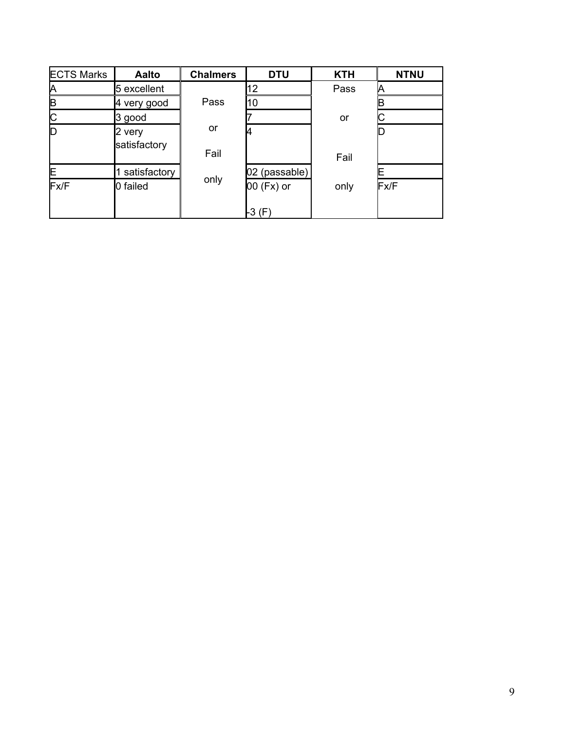| ECTS Marks | Aalto | Chalmers | DTU | KTH | NTNU |
|---|---|---|---|---|---|
| A | 5 excellent | Pass or Fail only | 12 | Pass or Fail only | A |
| B | 4 very good | | 10 | | B |
| C | 3 good | | 7 | | C |
| D | 2 very satisfactory | | 4 | | D |
| E | 1 satisfactory | | 02 (passable) | | E |
| Fx/F | 0 failed | | 00 (Fx) or -3 (F) | | Fx/F |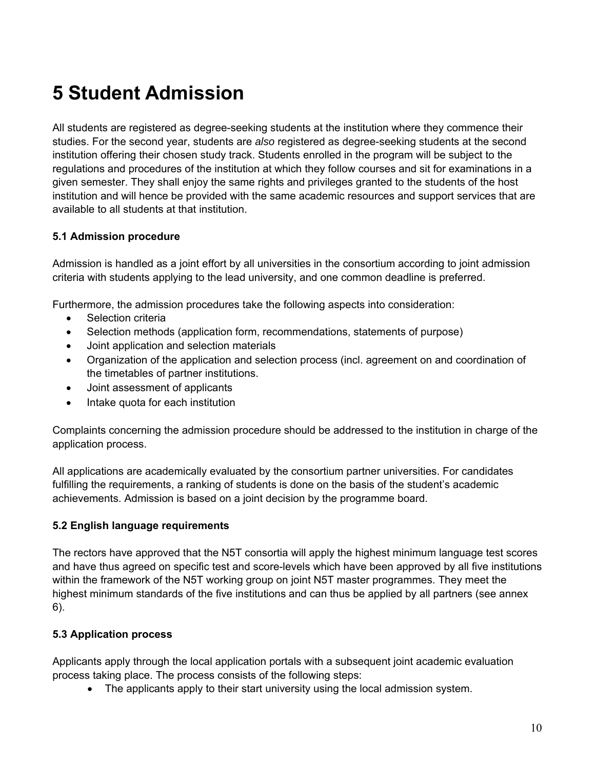# 5 Student Admission

All students are registered as degree-seeking students at the institution where they commence their studies. For the second year, students are *also* registered as degree-seeking students at the second institution offering their chosen study track. Students enrolled in the program will be subject to the regulations and procedures of the institution at which they follow courses and sit for examinations in a given semester. They shall enjoy the same rights and privileges granted to the students of the host institution and will hence be provided with the same academic resources and support services that are available to all students at that institution.

### 5.1 Admission procedure

Admission is handled as a joint effort by all universities in the consortium according to joint admission criteria with students applying to the lead university, and one common deadline is preferred.

Furthermore, the admission procedures take the following aspects into consideration:

- Selection criteria
- Selection methods (application form, recommendations, statements of purpose)
- Joint application and selection materials
- Organization of the application and selection process (incl. agreement on and coordination of the timetables of partner institutions.
- Joint assessment of applicants
- Intake quota for each institution

Complaints concerning the admission procedure should be addressed to the institution in charge of the application process.

All applications are academically evaluated by the consortium partner universities. For candidates fulfilling the requirements, a ranking of students is done on the basis of the student's academic achievements. Admission is based on a joint decision by the programme board.

### 5.2 English language requirements

The rectors have approved that the N5T consortia will apply the highest minimum language test scores and have thus agreed on specific test and score-levels which have been approved by all five institutions within the framework of the N5T working group on joint N5T master programmes. They meet the highest minimum standards of the five institutions and can thus be applied by all partners (see annex 6).

### 5.3 Application process

Applicants apply through the local application portals with a subsequent joint academic evaluation process taking place. The process consists of the following steps:

- The applicants apply to their start university using the local admission system.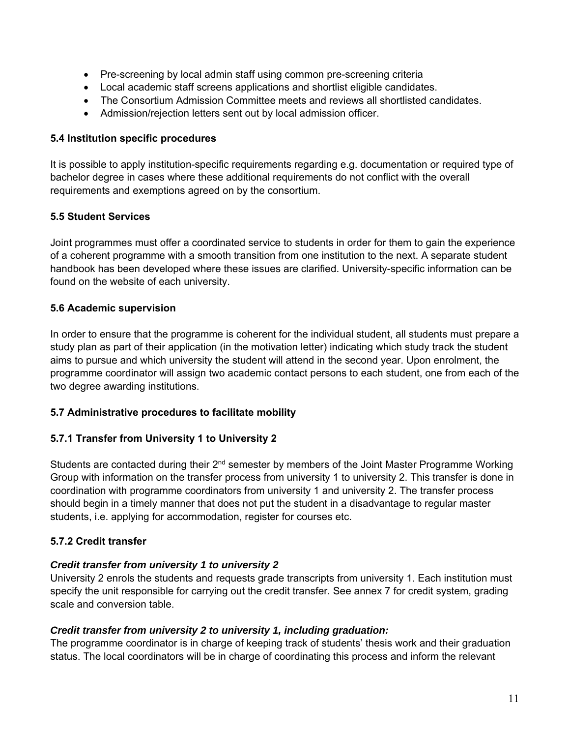- Pre-screening by local admin staff using common pre-screening criteria
- Local academic staff screens applications and shortlist eligible candidates.
- The Consortium Admission Committee meets and reviews all shortlisted candidates.
- Admission/rejection letters sent out by local admission officer.

### 5.4 Institution specific procedures

It is possible to apply institution-specific requirements regarding e.g. documentation or required type of bachelor degree in cases where these additional requirements do not conflict with the overall requirements and exemptions agreed on by the consortium.

### 5.5 Student Services

Joint programmes must offer a coordinated service to students in order for them to gain the experience of a coherent programme with a smooth transition from one institution to the next. A separate student handbook has been developed where these issues are clarified. University-specific information can be found on the website of each university.

### 5.6 Academic supervision

In order to ensure that the programme is coherent for the individual student, all students must prepare a study plan as part of their application (in the motivation letter) indicating which study track the student aims to pursue and which university the student will attend in the second year. Upon enrolment, the programme coordinator will assign two academic contact persons to each student, one from each of the two degree awarding institutions.

### 5.7 Administrative procedures to facilitate mobility

#### 5.7.1 Transfer from University 1 to University 2

Students are contacted during their 2nd semester by members of the Joint Master Programme Working Group with information on the transfer process from university 1 to university 2. This transfer is done in coordination with programme coordinators from university 1 and university 2. The transfer process should begin in a timely manner that does not put the student in a disadvantage to regular master students, i.e. applying for accommodation, register for courses etc.

#### 5.7.2 Credit transfer

***Credit transfer from university 1 to university 2***

University 2 enrols the students and requests grade transcripts from university 1. Each institution must specify the unit responsible for carrying out the credit transfer. See annex 7 for credit system, grading scale and conversion table.

***Credit transfer from university 2 to university 1, including graduation:***

The programme coordinator is in charge of keeping track of students' thesis work and their graduation status. The local coordinators will be in charge of coordinating this process and inform the relevant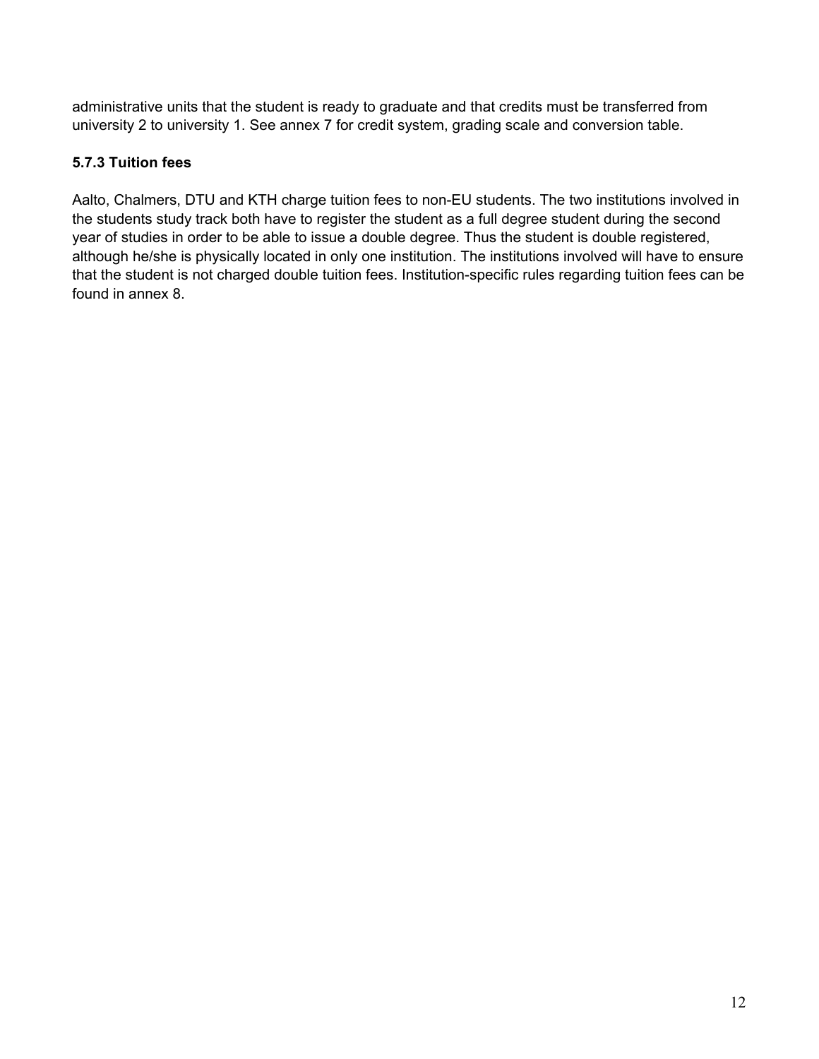administrative units that the student is ready to graduate and that credits must be transferred from university 2 to university 1. See annex 7 for credit system, grading scale and conversion table.

#### 5.7.3 Tuition fees

Aalto, Chalmers, DTU and KTH charge tuition fees to non-EU students. The two institutions involved in the students study track both have to register the student as a full degree student during the second year of studies in order to be able to issue a double degree. Thus the student is double registered, although he/she is physically located in only one institution. The institutions involved will have to ensure that the student is not charged double tuition fees. Institution-specific rules regarding tuition fees can be found in annex 8.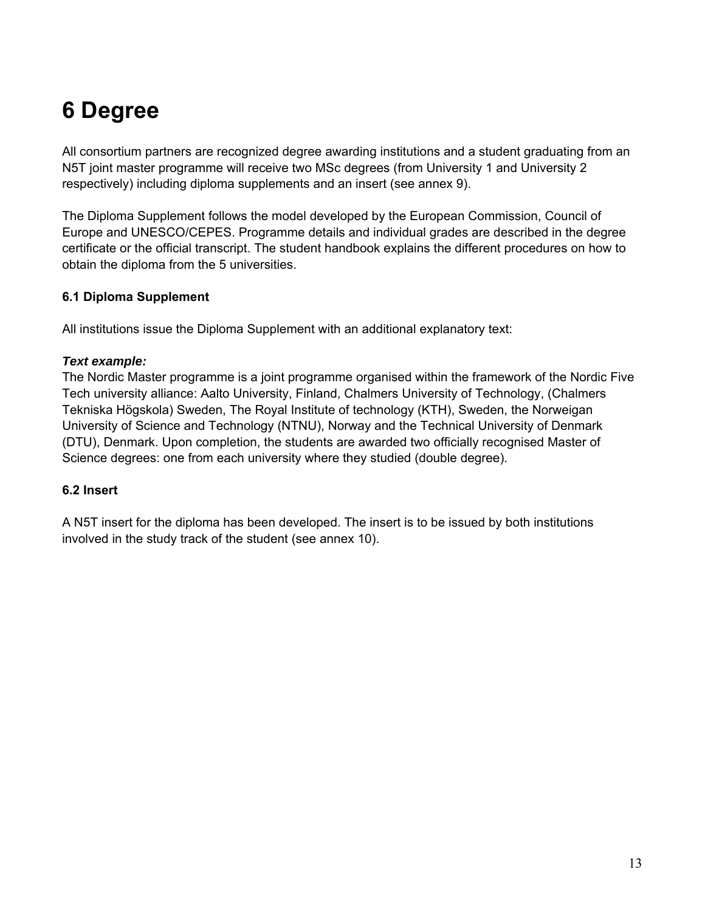# 6 Degree

All consortium partners are recognized degree awarding institutions and a student graduating from an N5T joint master programme will receive two MSc degrees (from University 1 and University 2 respectively) including diploma supplements and an insert (see annex 9).

The Diploma Supplement follows the model developed by the European Commission, Council of Europe and UNESCO/CEPES. Programme details and individual grades are described in the degree certificate or the official transcript. The student handbook explains the different procedures on how to obtain the diploma from the 5 universities.

### 6.1 Diploma Supplement

All institutions issue the Diploma Supplement with an additional explanatory text:

***Text example:***
The Nordic Master programme is a joint programme organised within the framework of the Nordic Five Tech university alliance: Aalto University, Finland, Chalmers University of Technology, (Chalmers Tekniska Högskola) Sweden, The Royal Institute of technology (KTH), Sweden, the Norweigan University of Science and Technology (NTNU), Norway and the Technical University of Denmark (DTU), Denmark. Upon completion, the students are awarded two officially recognised Master of Science degrees: one from each university where they studied (double degree).

### 6.2 Insert

A N5T insert for the diploma has been developed. The insert is to be issued by both institutions involved in the study track of the student (see annex 10).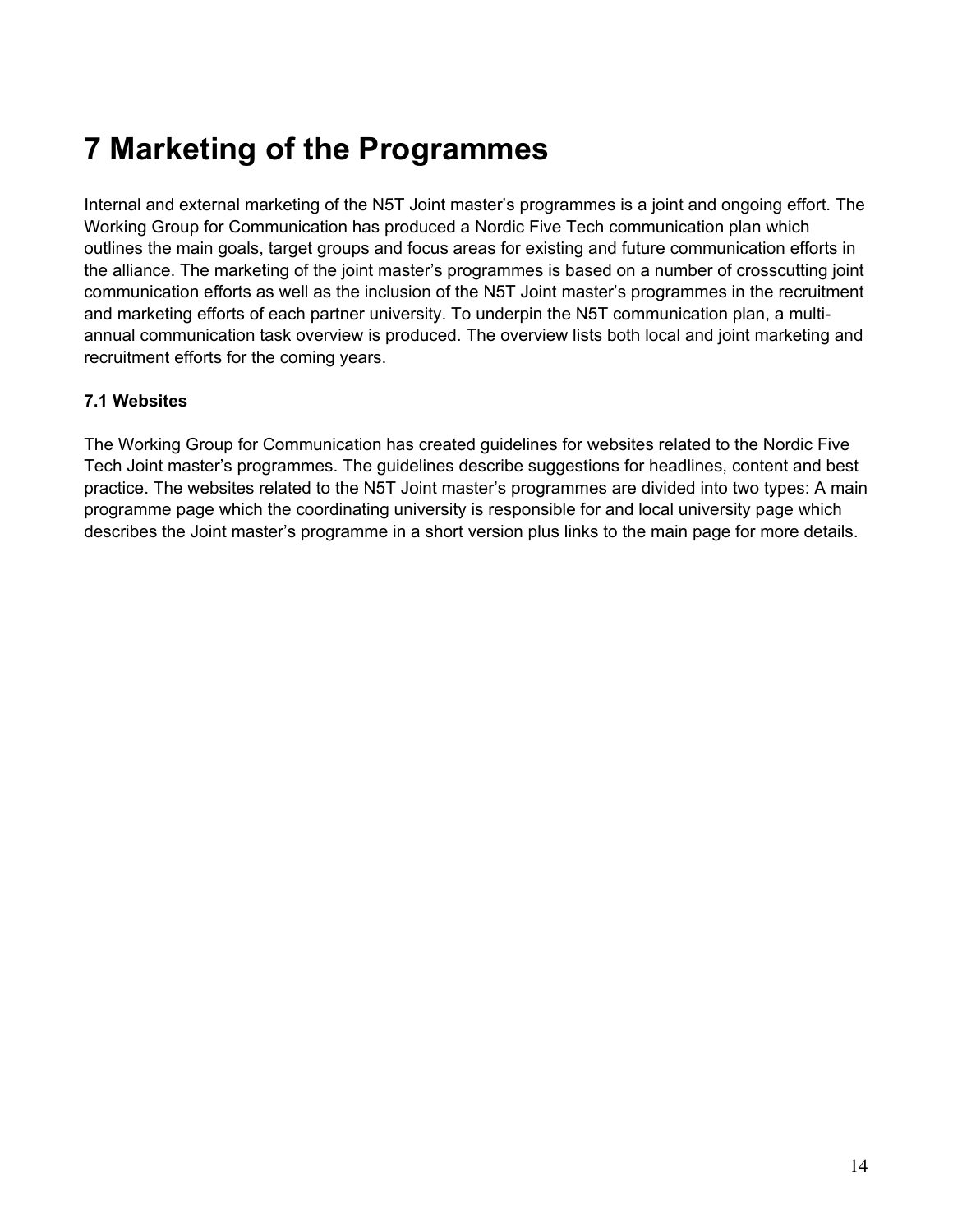# 7 Marketing of the Programmes

Internal and external marketing of the N5T Joint master's programmes is a joint and ongoing effort. The Working Group for Communication has produced a Nordic Five Tech communication plan which outlines the main goals, target groups and focus areas for existing and future communication efforts in the alliance. The marketing of the joint master's programmes is based on a number of crosscutting joint communication efforts as well as the inclusion of the N5T Joint master's programmes in the recruitment and marketing efforts of each partner university. To underpin the N5T communication plan, a multi-annual communication task overview is produced. The overview lists both local and joint marketing and recruitment efforts for the coming years.

### 7.1 Websites

The Working Group for Communication has created guidelines for websites related to the Nordic Five Tech Joint master's programmes. The guidelines describe suggestions for headlines, content and best practice. The websites related to the N5T Joint master's programmes are divided into two types: A main programme page which the coordinating university is responsible for and local university page which describes the Joint master's programme in a short version plus links to the main page for more details.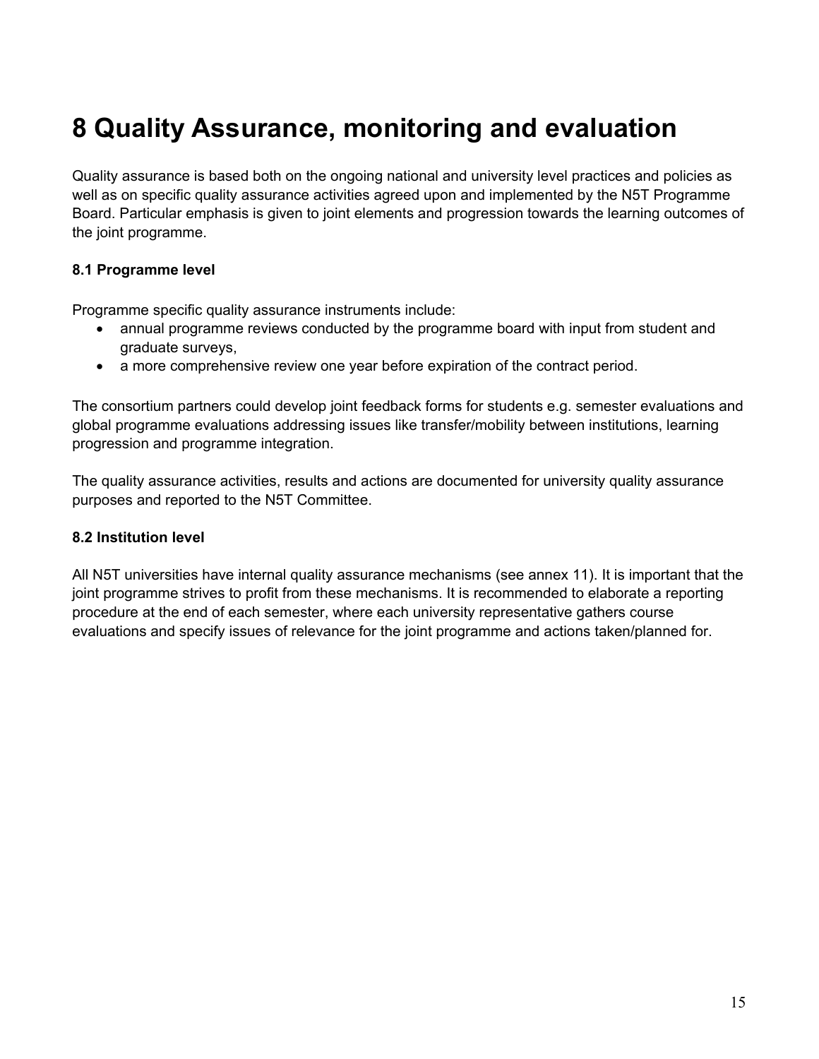# 8 Quality Assurance, monitoring and evaluation

Quality assurance is based both on the ongoing national and university level practices and policies as well as on specific quality assurance activities agreed upon and implemented by the N5T Programme Board. Particular emphasis is given to joint elements and progression towards the learning outcomes of the joint programme.

### 8.1 Programme level

Programme specific quality assurance instruments include:

- annual programme reviews conducted by the programme board with input from student and graduate surveys,
- a more comprehensive review one year before expiration of the contract period.

The consortium partners could develop joint feedback forms for students e.g. semester evaluations and global programme evaluations addressing issues like transfer/mobility between institutions, learning progression and programme integration.

The quality assurance activities, results and actions are documented for university quality assurance purposes and reported to the N5T Committee.

### 8.2 Institution level

All N5T universities have internal quality assurance mechanisms (see annex 11). It is important that the joint programme strives to profit from these mechanisms. It is recommended to elaborate a reporting procedure at the end of each semester, where each university representative gathers course evaluations and specify issues of relevance for the joint programme and actions taken/planned for.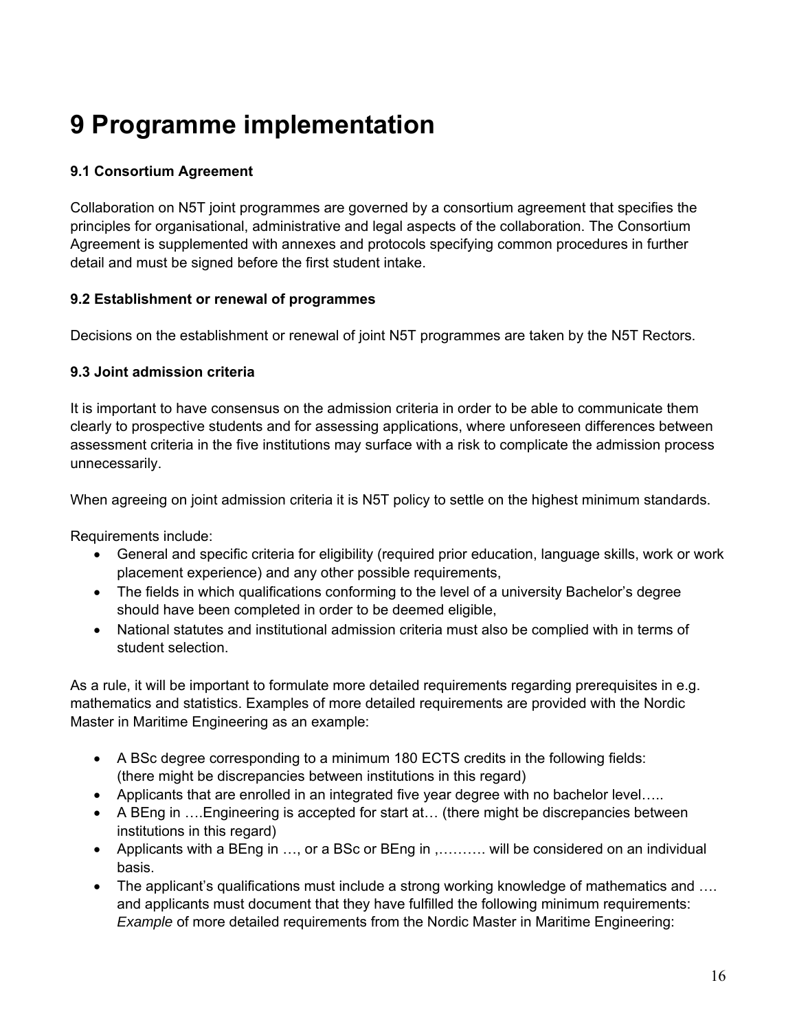# 9 Programme implementation

### 9.1 Consortium Agreement

Collaboration on N5T joint programmes are governed by a consortium agreement that specifies the principles for organisational, administrative and legal aspects of the collaboration. The Consortium Agreement is supplemented with annexes and protocols specifying common procedures in further detail and must be signed before the first student intake.

### 9.2 Establishment or renewal of programmes

Decisions on the establishment or renewal of joint N5T programmes are taken by the N5T Rectors.

### 9.3 Joint admission criteria

It is important to have consensus on the admission criteria in order to be able to communicate them clearly to prospective students and for assessing applications, where unforeseen differences between assessment criteria in the five institutions may surface with a risk to complicate the admission process unnecessarily.

When agreeing on joint admission criteria it is N5T policy to settle on the highest minimum standards.

Requirements include:

- General and specific criteria for eligibility (required prior education, language skills, work or work placement experience) and any other possible requirements,
- The fields in which qualifications conforming to the level of a university Bachelor's degree should have been completed in order to be deemed eligible,
- National statutes and institutional admission criteria must also be complied with in terms of student selection.

As a rule, it will be important to formulate more detailed requirements regarding prerequisites in e.g. mathematics and statistics. Examples of more detailed requirements are provided with the Nordic Master in Maritime Engineering as an example:

- A BSc degree corresponding to a minimum 180 ECTS credits in the following fields: (there might be discrepancies between institutions in this regard)
- Applicants that are enrolled in an integrated five year degree with no bachelor level…..
- A BEng in ….Engineering is accepted for start at… (there might be discrepancies between institutions in this regard)
- Applicants with a BEng in …, or a BSc or BEng in ,………. will be considered on an individual basis.
- The applicant's qualifications must include a strong working knowledge of mathematics and …. and applicants must document that they have fulfilled the following minimum requirements: *Example* of more detailed requirements from the Nordic Master in Maritime Engineering: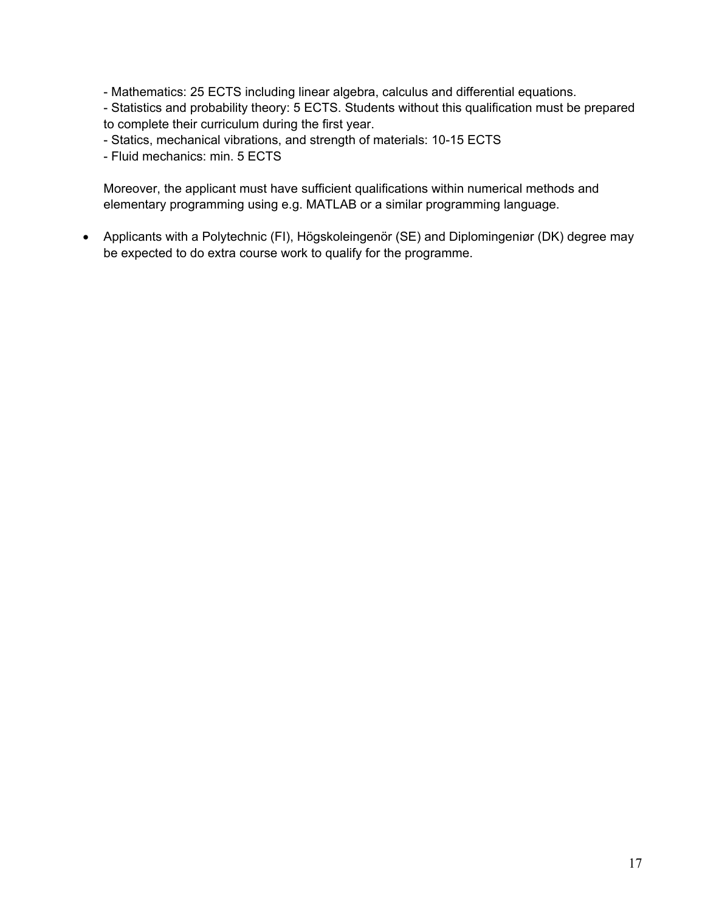- Mathematics: 25 ECTS including linear algebra, calculus and differential equations.
- Statistics and probability theory: 5 ECTS. Students without this qualification must be prepared to complete their curriculum during the first year.
- Statics, mechanical vibrations, and strength of materials: 10-15 ECTS
- Fluid mechanics: min. 5 ECTS

Moreover, the applicant must have sufficient qualifications within numerical methods and elementary programming using e.g. MATLAB or a similar programming language.

- Applicants with a Polytechnic (FI), Högskoleingenör (SE) and Diplomingeniør (DK) degree may be expected to do extra course work to qualify for the programme.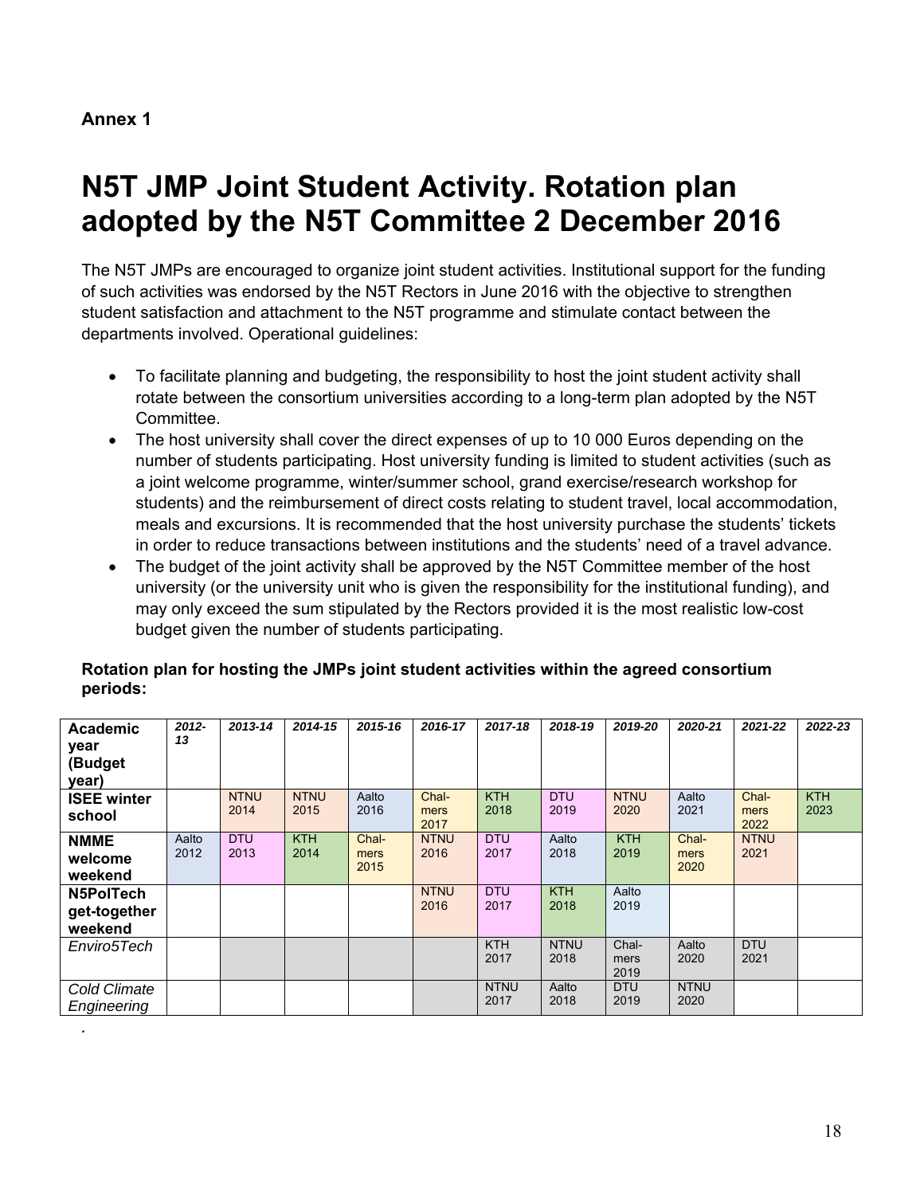**Annex 1**

# N5T JMP Joint Student Activity. Rotation plan adopted by the N5T Committee 2 December 2016

The N5T JMPs are encouraged to organize joint student activities. Institutional support for the funding of such activities was endorsed by the N5T Rectors in June 2016 with the objective to strengthen student satisfaction and attachment to the N5T programme and stimulate contact between the departments involved. Operational guidelines:

- To facilitate planning and budgeting, the responsibility to host the joint student activity shall rotate between the consortium universities according to a long-term plan adopted by the N5T Committee.
- The host university shall cover the direct expenses of up to 10 000 Euros depending on the number of students participating. Host university funding is limited to student activities (such as a joint welcome programme, winter/summer school, grand exercise/research workshop for students) and the reimbursement of direct costs relating to student travel, local accommodation, meals and excursions. It is recommended that the host university purchase the students' tickets in order to reduce transactions between institutions and the students' need of a travel advance.
- The budget of the joint activity shall be approved by the N5T Committee member of the host university (or the university unit who is given the responsibility for the institutional funding), and may only exceed the sum stipulated by the Rectors provided it is the most realistic low-cost budget given the number of students participating.

**Rotation plan for hosting the JMPs joint student activities within the agreed consortium periods:**

| **Academic year (Budget year)** | ***2012-13*** | ***2013-14*** | ***2014-15*** | ***2015-16*** | ***2016-17*** | ***2017-18*** | ***2018-19*** | ***2019-20*** | ***2020-21*** | ***2021-22*** | ***2022-23*** |
|---|---|---|---|---|---|---|---|---|---|---|---|
| **ISEE winter school** | | NTNU 2014 | NTNU 2015 | Aalto 2016 | Chal-mers 2017 | KTH 2018 | DTU 2019 | NTNU 2020 | Aalto 2021 | Chal-mers 2022 | KTH 2023 |
| **NMME welcome weekend** | Aalto 2012 | DTU 2013 | KTH 2014 | Chal-mers 2015 | NTNU 2016 | DTU 2017 | Aalto 2018 | KTH 2019 | Chal-mers 2020 | NTNU 2021 | |
| **N5PolTech get-together weekend** | | | | | NTNU 2016 | DTU 2017 | KTH 2018 | Aalto 2019 | | | |
| *Enviro5Tech* | | | | | | KTH 2017 | NTNU 2018 | Chal-mers 2019 | Aalto 2020 | DTU 2021 | |
| *Cold Climate Engineering* | | | | | | NTNU 2017 | Aalto 2018 | DTU 2019 | NTNU 2020 | | |

.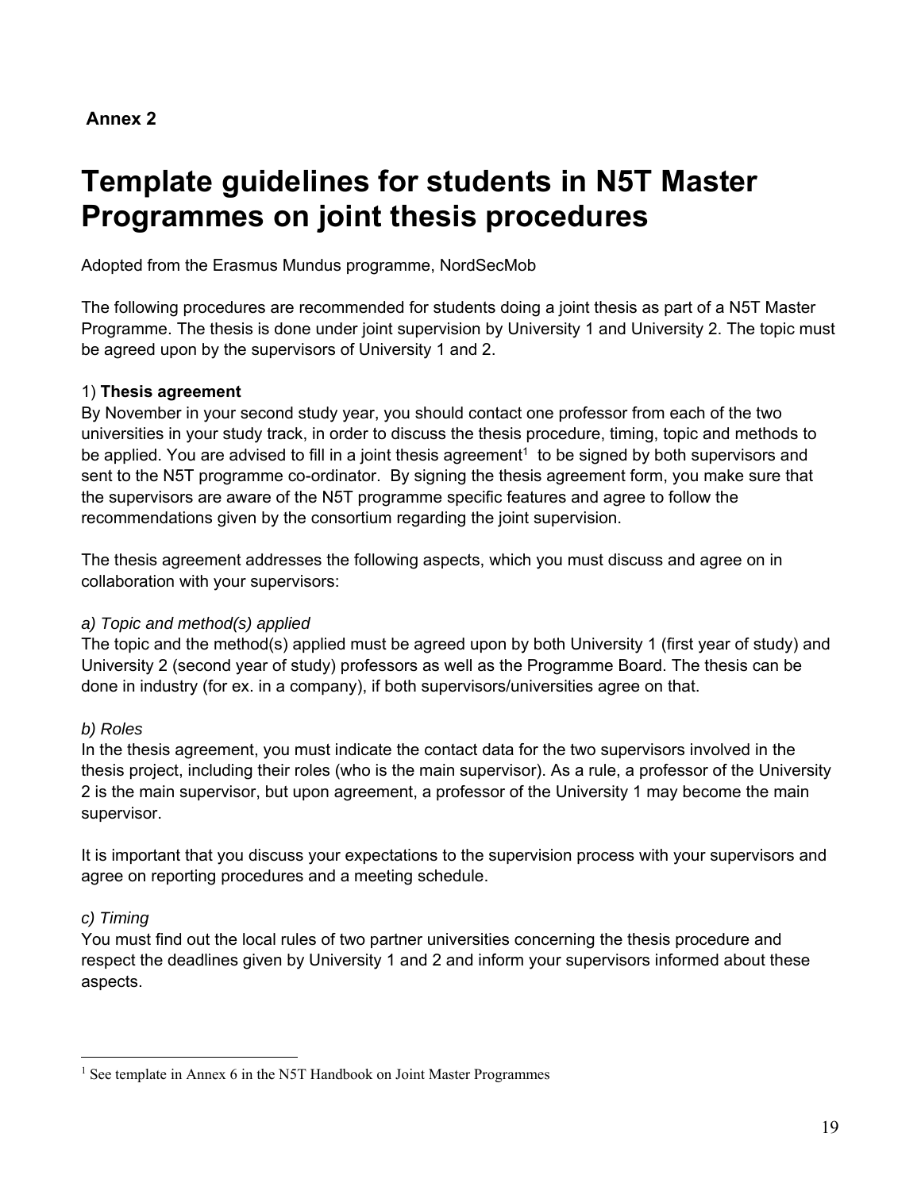**Annex 2**

# Template guidelines for students in N5T Master Programmes on joint thesis procedures

Adopted from the Erasmus Mundus programme, NordSecMob

The following procedures are recommended for students doing a joint thesis as part of a N5T Master Programme. The thesis is done under joint supervision by University 1 and University 2. The topic must be agreed upon by the supervisors of University 1 and 2.

1) **Thesis agreement**

By November in your second study year, you should contact one professor from each of the two universities in your study track, in order to discuss the thesis procedure, timing, topic and methods to be applied. You are advised to fill in a joint thesis agreement[1] to be signed by both supervisors and sent to the N5T programme co-ordinator. By signing the thesis agreement form, you make sure that the supervisors are aware of the N5T programme specific features and agree to follow the recommendations given by the consortium regarding the joint supervision.

The thesis agreement addresses the following aspects, which you must discuss and agree on in collaboration with your supervisors:

*a) Topic and method(s) applied*

The topic and the method(s) applied must be agreed upon by both University 1 (first year of study) and University 2 (second year of study) professors as well as the Programme Board. The thesis can be done in industry (for ex. in a company), if both supervisors/universities agree on that.

*b) Roles*

In the thesis agreement, you must indicate the contact data for the two supervisors involved in the thesis project, including their roles (who is the main supervisor). As a rule, a professor of the University 2 is the main supervisor, but upon agreement, a professor of the University 1 may become the main supervisor.

It is important that you discuss your expectations to the supervision process with your supervisors and agree on reporting procedures and a meeting schedule.

*c) Timing*

You must find out the local rules of two partner universities concerning the thesis procedure and respect the deadlines given by University 1 and 2 and inform your supervisors informed about these aspects.

---

[1] See template in Annex 6 in the N5T Handbook on Joint Master Programmes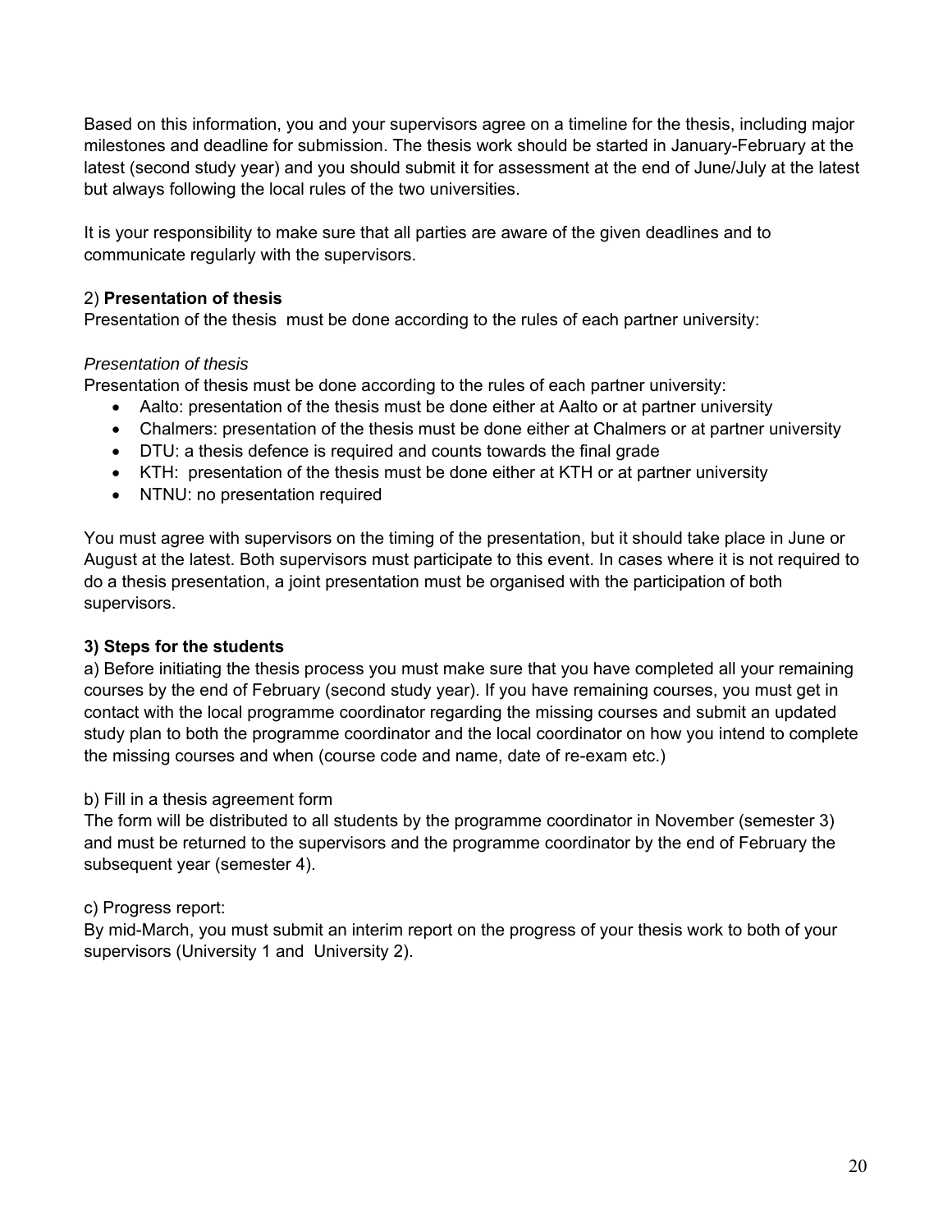Based on this information, you and your supervisors agree on a timeline for the thesis, including major milestones and deadline for submission. The thesis work should be started in January-February at the latest (second study year) and you should submit it for assessment at the end of June/July at the latest but always following the local rules of the two universities.

It is your responsibility to make sure that all parties are aware of the given deadlines and to communicate regularly with the supervisors.

2) **Presentation of thesis**

Presentation of the thesis must be done according to the rules of each partner university:

*Presentation of thesis*

Presentation of thesis must be done according to the rules of each partner university:

- Aalto: presentation of the thesis must be done either at Aalto or at partner university
- Chalmers: presentation of the thesis must be done either at Chalmers or at partner university
- DTU: a thesis defence is required and counts towards the final grade
- KTH: presentation of the thesis must be done either at KTH or at partner university
- NTNU: no presentation required

You must agree with supervisors on the timing of the presentation, but it should take place in June or August at the latest. Both supervisors must participate to this event. In cases where it is not required to do a thesis presentation, a joint presentation must be organised with the participation of both supervisors.

**3) Steps for the students**

a) Before initiating the thesis process you must make sure that you have completed all your remaining courses by the end of February (second study year). If you have remaining courses, you must get in contact with the local programme coordinator regarding the missing courses and submit an updated study plan to both the programme coordinator and the local coordinator on how you intend to complete the missing courses and when (course code and name, date of re-exam etc.)

b) Fill in a thesis agreement form

The form will be distributed to all students by the programme coordinator in November (semester 3) and must be returned to the supervisors and the programme coordinator by the end of February the subsequent year (semester 4).

c) Progress report:

By mid-March, you must submit an interim report on the progress of your thesis work to both of your supervisors (University 1 and University 2).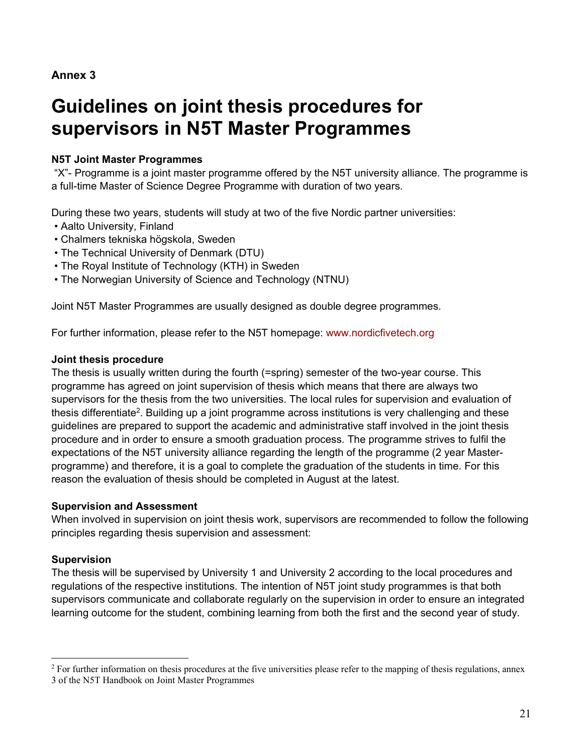**Annex 3**

# Guidelines on joint thesis procedures for supervisors in N5T Master Programmes

**N5T Joint Master Programmes**

"X"- Programme is a joint master programme offered by the N5T university alliance. The programme is a full-time Master of Science Degree Programme with duration of two years.

During these two years, students will study at two of the five Nordic partner universities:

- Aalto University, Finland
- Chalmers tekniska högskola, Sweden
- The Technical University of Denmark (DTU)
- The Royal Institute of Technology (KTH) in Sweden
- The Norwegian University of Science and Technology (NTNU)

Joint N5T Master Programmes are usually designed as double degree programmes.

For further information, please refer to the N5T homepage: www.nordicfivetech.org

**Joint thesis procedure**

The thesis is usually written during the fourth (=spring) semester of the two-year course. This programme has agreed on joint supervision of thesis which means that there are always two supervisors for the thesis from the two universities. The local rules for supervision and evaluation of thesis differentiate[2]. Building up a joint programme across institutions is very challenging and these guidelines are prepared to support the academic and administrative staff involved in the joint thesis procedure and in order to ensure a smooth graduation process. The programme strives to fulfil the expectations of the N5T university alliance regarding the length of the programme (2 year Master-programme) and therefore, it is a goal to complete the graduation of the students in time. For this reason the evaluation of thesis should be completed in August at the latest.

**Supervision and Assessment**

When involved in supervision on joint thesis work, supervisors are recommended to follow the following principles regarding thesis supervision and assessment:

**Supervision**

The thesis will be supervised by University 1 and University 2 according to the local procedures and regulations of the respective institutions. The intention of N5T joint study programmes is that both supervisors communicate and collaborate regularly on the supervision in order to ensure an integrated learning outcome for the student, combining learning from both the first and the second year of study.

---

[2] For further information on thesis procedures at the five universities please refer to the mapping of thesis regulations, annex 3 of the N5T Handbook on Joint Master Programmes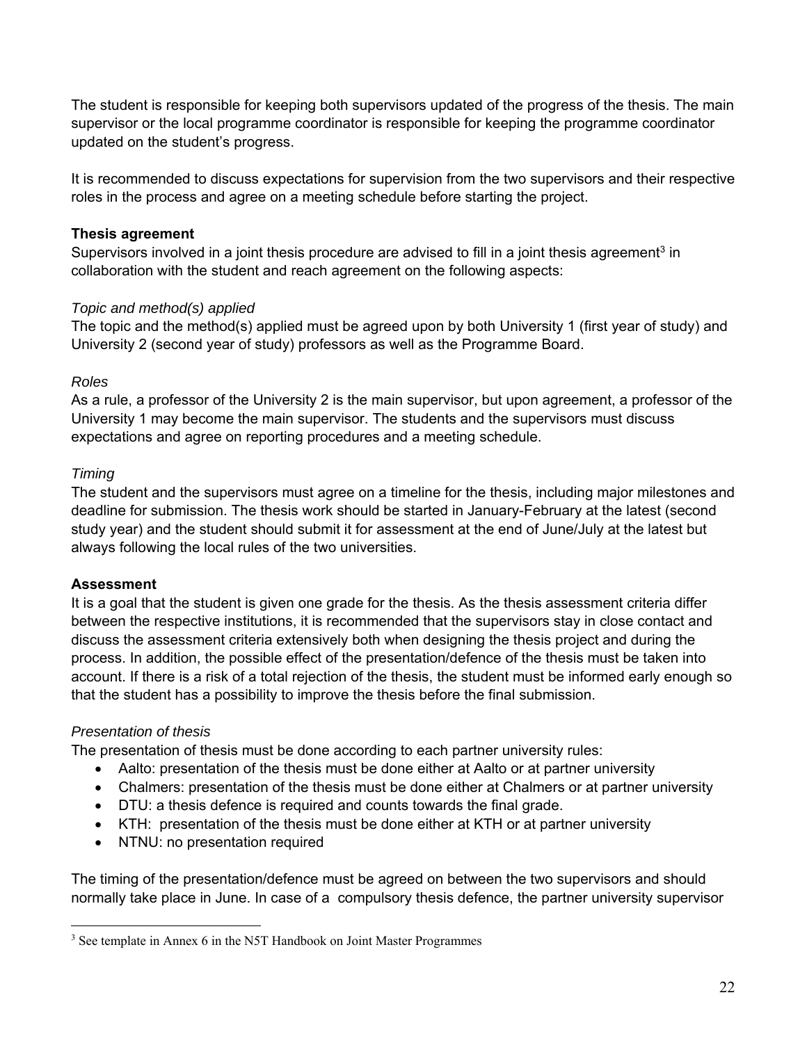The student is responsible for keeping both supervisors updated of the progress of the thesis. The main supervisor or the local programme coordinator is responsible for keeping the programme coordinator updated on the student's progress.

It is recommended to discuss expectations for supervision from the two supervisors and their respective roles in the process and agree on a meeting schedule before starting the project.

**Thesis agreement**

Supervisors involved in a joint thesis procedure are advised to fill in a joint thesis agreement[3] in collaboration with the student and reach agreement on the following aspects:

*Topic and method(s) applied*

The topic and the method(s) applied must be agreed upon by both University 1 (first year of study) and University 2 (second year of study) professors as well as the Programme Board.

*Roles*

As a rule, a professor of the University 2 is the main supervisor, but upon agreement, a professor of the University 1 may become the main supervisor. The students and the supervisors must discuss expectations and agree on reporting procedures and a meeting schedule.

*Timing*

The student and the supervisors must agree on a timeline for the thesis, including major milestones and deadline for submission. The thesis work should be started in January-February at the latest (second study year) and the student should submit it for assessment at the end of June/July at the latest but always following the local rules of the two universities.

**Assessment**

It is a goal that the student is given one grade for the thesis. As the thesis assessment criteria differ between the respective institutions, it is recommended that the supervisors stay in close contact and discuss the assessment criteria extensively both when designing the thesis project and during the process. In addition, the possible effect of the presentation/defence of the thesis must be taken into account. If there is a risk of a total rejection of the thesis, the student must be informed early enough so that the student has a possibility to improve the thesis before the final submission.

*Presentation of thesis*

The presentation of thesis must be done according to each partner university rules:

- Aalto: presentation of the thesis must be done either at Aalto or at partner university
- Chalmers: presentation of the thesis must be done either at Chalmers or at partner university
- DTU: a thesis defence is required and counts towards the final grade.
- KTH: presentation of the thesis must be done either at KTH or at partner university
- NTNU: no presentation required

The timing of the presentation/defence must be agreed on between the two supervisors and should normally take place in June. In case of a compulsory thesis defence, the partner university supervisor

[3] See template in Annex 6 in the N5T Handbook on Joint Master Programmes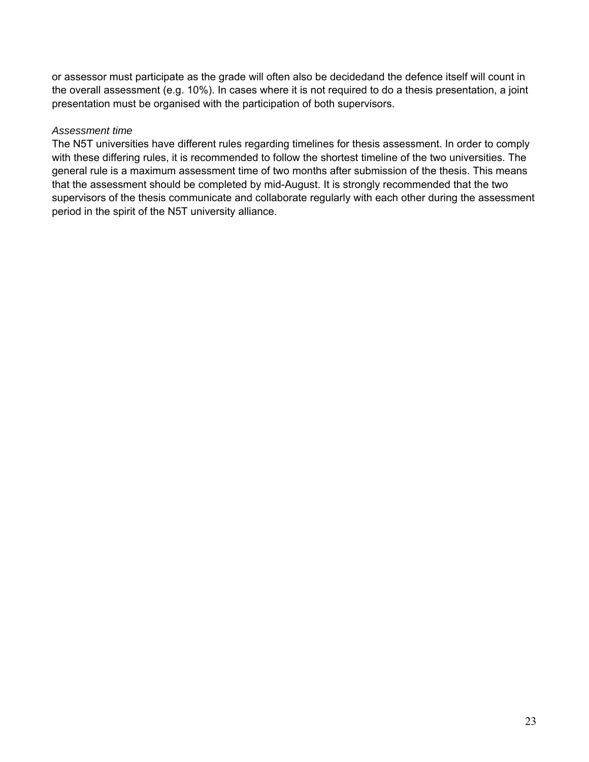or assessor must participate as the grade will often also be decidedand the defence itself will count in the overall assessment (e.g. 10%). In cases where it is not required to do a thesis presentation, a joint presentation must be organised with the participation of both supervisors.

*Assessment time*

The N5T universities have different rules regarding timelines for thesis assessment. In order to comply with these differing rules, it is recommended to follow the shortest timeline of the two universities. The general rule is a maximum assessment time of two months after submission of the thesis. This means that the assessment should be completed by mid-August. It is strongly recommended that the two supervisors of the thesis communicate and collaborate regularly with each other during the assessment period in the spirit of the N5T university alliance.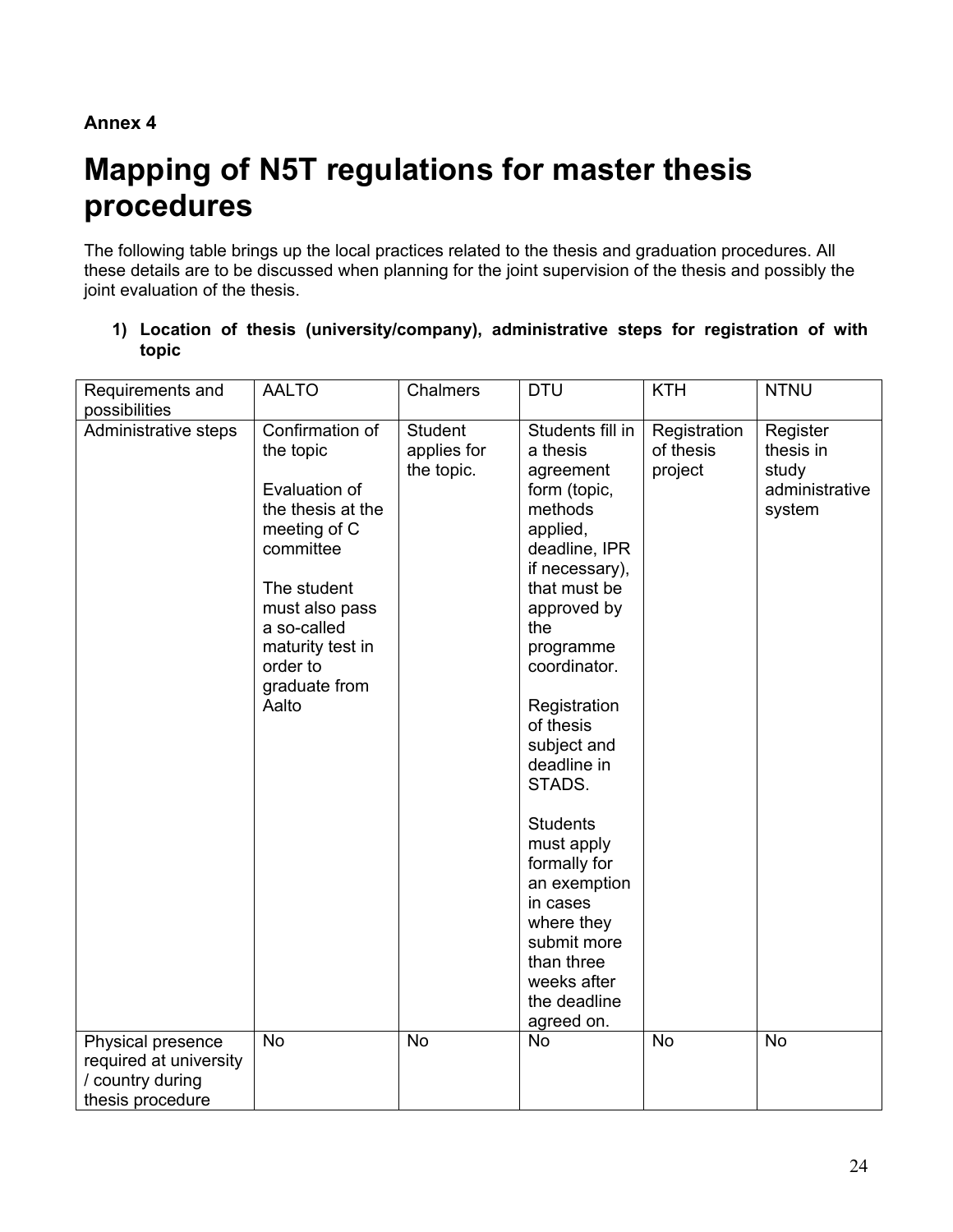**Annex 4**

# Mapping of N5T regulations for master thesis procedures

The following table brings up the local practices related to the thesis and graduation procedures. All these details are to be discussed when planning for the joint supervision of the thesis and possibly the joint evaluation of the thesis.

1) **Location of thesis (university/company), administrative steps for registration of with topic**

| Requirements and possibilities | AALTO | Chalmers | DTU | KTH | NTNU |
|---|---|---|---|---|---|
| Administrative steps | Confirmation of the topic<br><br>Evaluation of the thesis at the meeting of C committee<br><br>The student must also pass a so-called maturity test in order to graduate from Aalto | Student applies for the topic. | Students fill in a thesis agreement form (topic, methods applied, deadline, IPR if necessary), that must be approved by the programme coordinator.<br><br>Registration of thesis subject and deadline in STADS.<br><br>Students must apply formally for an exemption in cases where they submit more than three weeks after the deadline agreed on. | Registration of thesis project | Register thesis in study administrative system |
| Physical presence required at university / country during thesis procedure | No | No | No | No | No |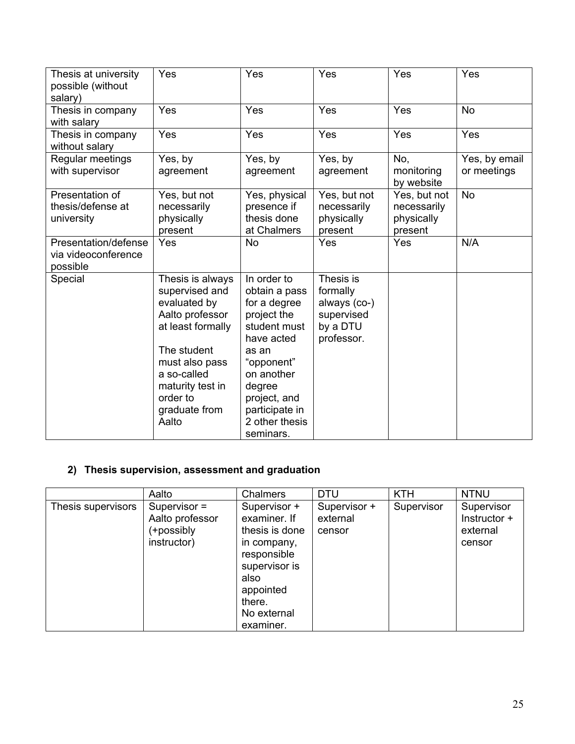| Thesis at university possible (without salary) | Yes | Yes | Yes | Yes | Yes |
|---|---|---|---|---|---|
| Thesis in company with salary | Yes | Yes | Yes | Yes | No |
| Thesis in company without salary | Yes | Yes | Yes | Yes | Yes |
| Regular meetings with supervisor | Yes, by agreement | Yes, by agreement | Yes, by agreement | No, monitoring by website | Yes, by email or meetings |
| Presentation of thesis/defense at university | Yes, but not necessarily physically present | Yes, physical presence if thesis done at Chalmers | Yes, but not necessarily physically present | Yes, but not necessarily physically present | No |
| Presentation/defense via videoconference possible | Yes | No | Yes | Yes | N/A |
| Special | Thesis is always supervised and evaluated by Aalto professor at least formally<br><br>The student must also pass a so-called maturity test in order to graduate from Aalto | In order to obtain a pass for a degree project the student must have acted as an "opponent" on another degree project, and participate in 2 other thesis seminars. | Thesis is formally always (co-) supervised by a DTU professor. | | |

## 2) Thesis supervision, assessment and graduation

| | Aalto | Chalmers | DTU | KTH | NTNU |
|---|---|---|---|---|---|
| Thesis supervisors | Supervisor = Aalto professor (+possibly instructor) | Supervisor + examiner. If thesis is done in company, responsible supervisor is also appointed there.<br>No external examiner. | Supervisor + external censor | Supervisor | Supervisor Instructor + external censor |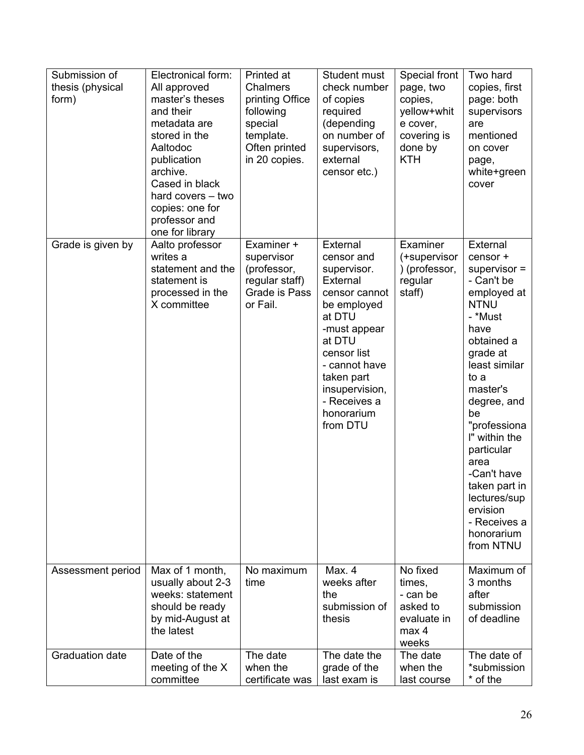| Submission of thesis (physical form) | Electronical form: All approved master's theses and their metadata are stored in the Aaltodoc publication archive. Cased in black hard covers – two copies: one for professor and one for library | Printed at Chalmers printing Office following special template. Often printed in 20 copies. | Student must check number of copies required (depending on number of supervisors, external censor etc.) | Special front page, two copies, yellow+white cover, covering is done by KTH | Two hard copies, first page: both supervisors are mentioned on cover page, white+green cover |
|---|---|---|---|---|---|
| Grade is given by | Aalto professor writes a statement and the statement is processed in the X committee | Examiner + supervisor (professor, regular staff) Grade is Pass or Fail. | External censor and supervisor. External censor cannot be employed at DTU -must appear at DTU censor list - cannot have taken part insupervision, - Receives a honorarium from DTU | Examiner (+supervisor) (professor, regular staff) | External censor + supervisor = - Can't be employed at NTNU - *Must have obtained a grade at least similar to a master's degree, and be "professional" within the particular area -Can't have taken part in lectures/supervision - Receives a honorarium from NTNU |
| Assessment period | Max of 1 month, usually about 2-3 weeks: statement should be ready by mid-August at the latest | No maximum time | Max. 4 weeks after the submission of thesis | No fixed times, - can be asked to evaluate in max 4 weeks | Maximum of 3 months after submission of deadline |
| Graduation date | Date of the meeting of the X committee | The date when the certificate was | The date the grade of the last exam is | The date when the last course | The date of *submission* of the |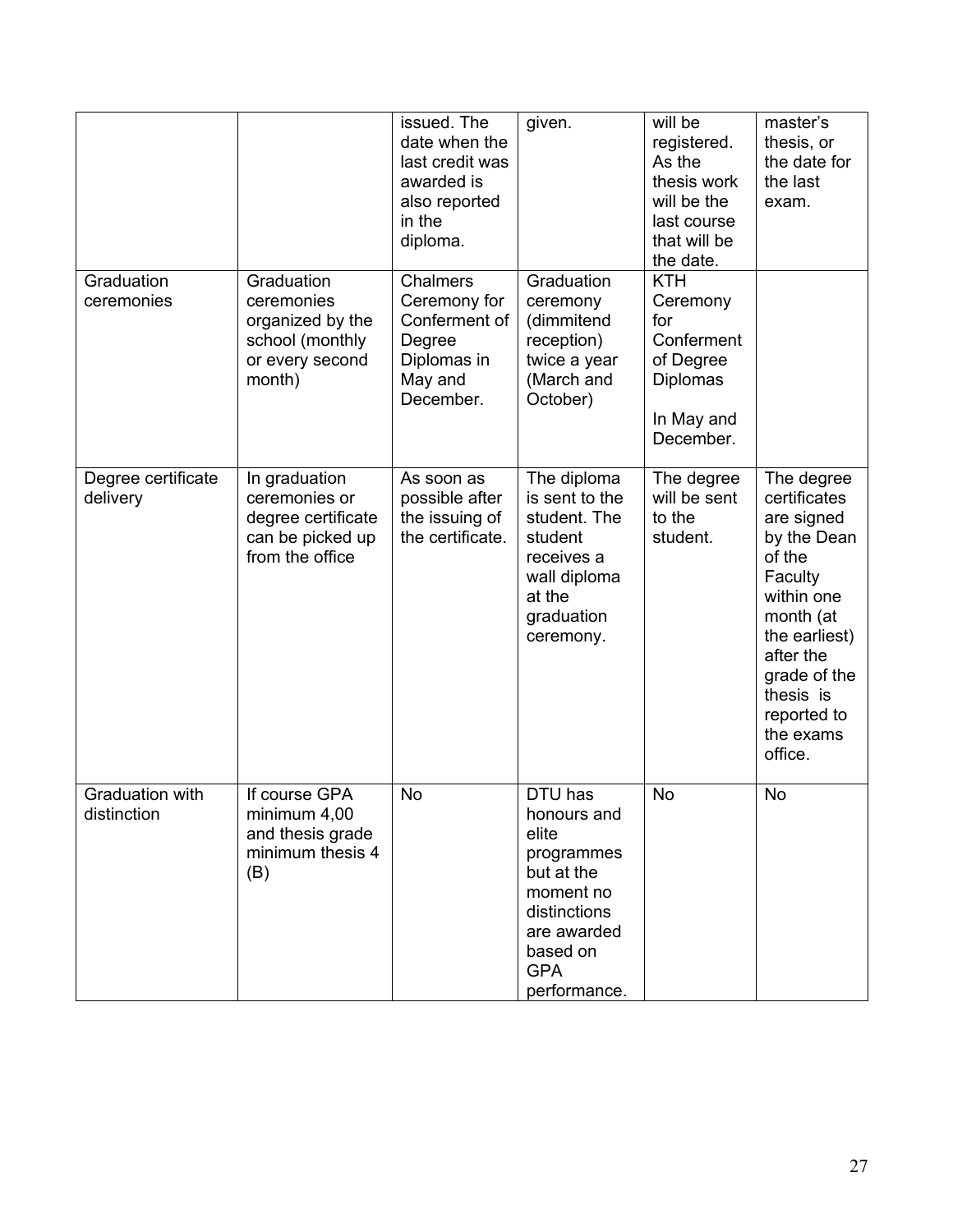| | | | | | |
|---|---|---|---|---|---|
| | | issued. The date when the last credit was awarded is also reported in the diploma. | given. | will be registered. As the thesis work will be the last course that will be the date. | master's thesis, or the date for the last exam. |
| Graduation ceremonies | Graduation ceremonies organized by the school (monthly or every second month) | Chalmers Ceremony for Conferment of Degree Diplomas in May and December. | Graduation ceremony (dimmitend reception) twice a year (March and October) | KTH Ceremony for Conferment of Degree Diplomas<br><br>In May and December. | |
| Degree certificate delivery | In graduation ceremonies or degree certificate can be picked up from the office | As soon as possible after the issuing of the certificate. | The diploma is sent to the student. The student receives a wall diploma at the graduation ceremony. | The degree will be sent to the student. | The degree certificates are signed by the Dean of the Faculty within one month (at the earliest) after the grade of the thesis is reported to the exams office. |
| Graduation with distinction | If course GPA minimum 4,00 and thesis grade minimum thesis 4 (B) | No | DTU has honours and elite programmes but at the moment no distinctions are awarded based on GPA performance. | No | No |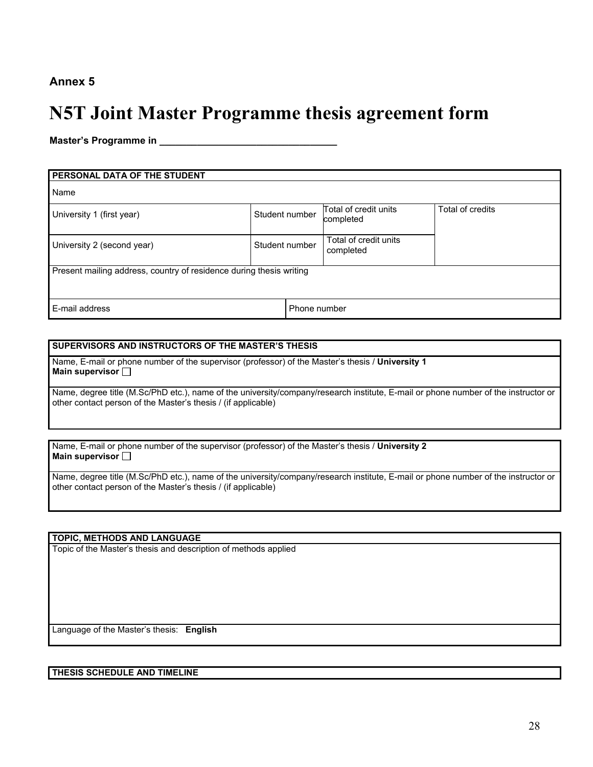**Annex 5**

# N5T Joint Master Programme thesis agreement form

**Master's Programme in ________________________________**

| **PERSONAL DATA OF THE STUDENT** | | | |
|---|---|---|---|
| Name | | | |
| University 1 (first year) | Student number | Total of credit units completed | Total of credits |
| University 2 (second year) | Student number | Total of credit units completed | |
| Present mailing address, country of residence during thesis writing | | | |
| E-mail address | Phone number | | |

| **SUPERVISORS AND INSTRUCTORS OF THE MASTER'S THESIS** |
|---|
| Name, E-mail or phone number of the supervisor (professor) of the Master's thesis / **University 1**<br>**Main supervisor** ☐ |
| Name, degree title (M.Sc/PhD etc.), name of the university/company/research institute, E-mail or phone number of the instructor or other contact person of the Master's thesis / (if applicable) |

| Name, E-mail or phone number of the supervisor (professor) of the Master's thesis / **University 2**<br>**Main supervisor** ☐ |
|---|
| Name, degree title (M.Sc/PhD etc.), name of the university/company/research institute, E-mail or phone number of the instructor or other contact person of the Master's thesis / (if applicable) |

| **TOPIC, METHODS AND LANGUAGE** |
|---|
| Topic of the Master's thesis and description of methods applied |
| Language of the Master's thesis: **English** |

| **THESIS SCHEDULE AND TIMELINE** |
|---|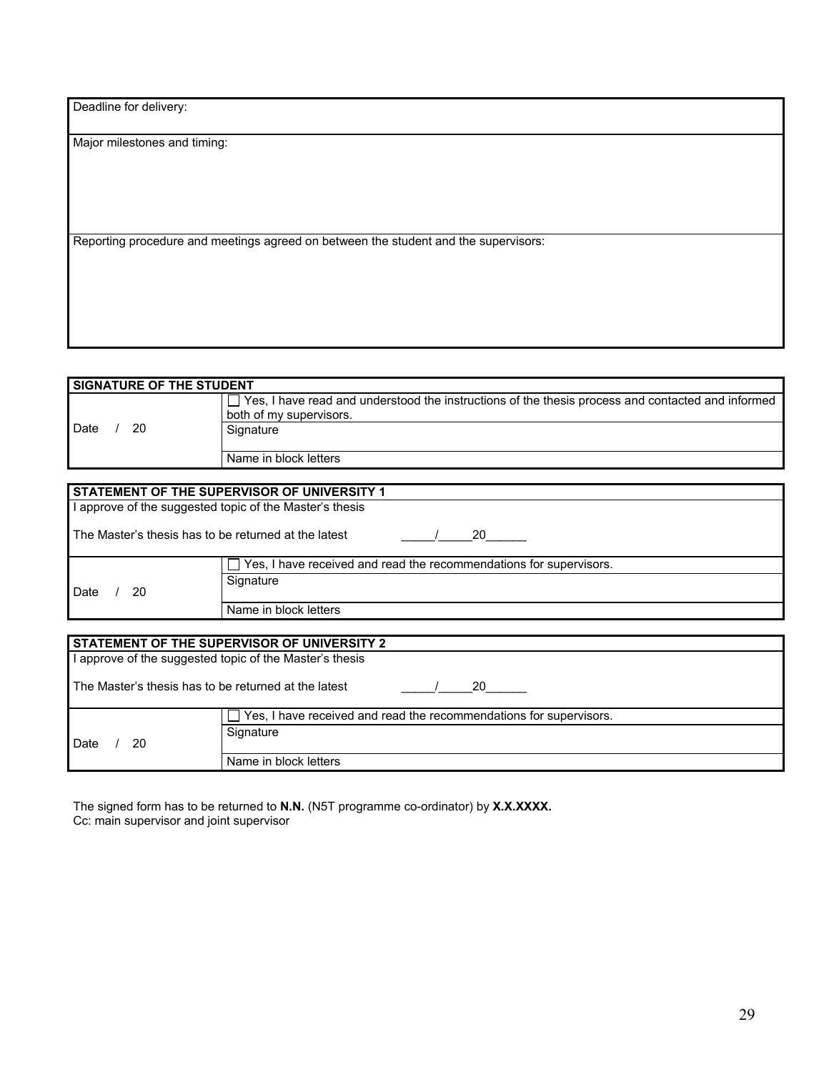| Deadline for delivery: |
|---|
| Major milestones and timing: |
| Reporting procedure and meetings agreed on between the student and the supervisors: |

| **SIGNATURE OF THE STUDENT** | |
|---|---|
| Date / 20 | ☐ Yes, I have read and understood the instructions of the thesis process and contacted and informed both of my supervisors. |
| | Signature |
| | Name in block letters |

| **STATEMENT OF THE SUPERVISOR OF UNIVERSITY 1** | |
|---|---|
| I approve of the suggested topic of the Master's thesis<br><br>The Master's thesis has to be returned at the latest _____/_____20______ | |
| Date / 20 | ☐ Yes, I have received and read the recommendations for supervisors. |
| | Signature |
| | Name in block letters |

| **STATEMENT OF THE SUPERVISOR OF UNIVERSITY 2** | |
|---|---|
| I approve of the suggested topic of the Master's thesis<br><br>The Master's thesis has to be returned at the latest _____/_____20______ | |
| Date / 20 | ☐ Yes, I have received and read the recommendations for supervisors. |
| | Signature |
| | Name in block letters |

The signed form has to be returned to **N.N.** (N5T programme co-ordinator) by **X.X.XXXX.**
Cc: main supervisor and joint supervisor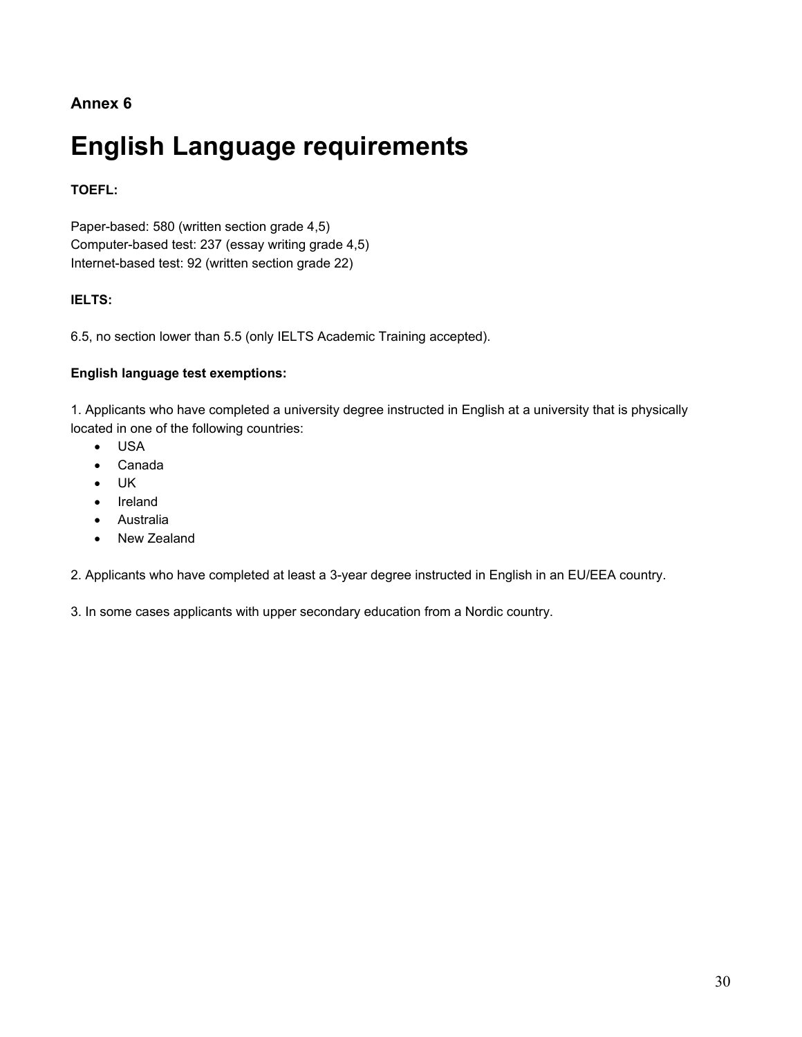**Annex 6**

# English Language requirements

**TOEFL:**

Paper-based: 580 (written section grade 4,5)
Computer-based test: 237 (essay writing grade 4,5)
Internet-based test: 92 (written section grade 22)

**IELTS:**

6.5, no section lower than 5.5 (only IELTS Academic Training accepted).

**English language test exemptions:**

1. Applicants who have completed a university degree instructed in English at a university that is physically located in one of the following countries:
   - USA
   - Canada
   - UK
   - Ireland
   - Australia
   - New Zealand

2. Applicants who have completed at least a 3-year degree instructed in English in an EU/EEA country.

3. In some cases applicants with upper secondary education from a Nordic country.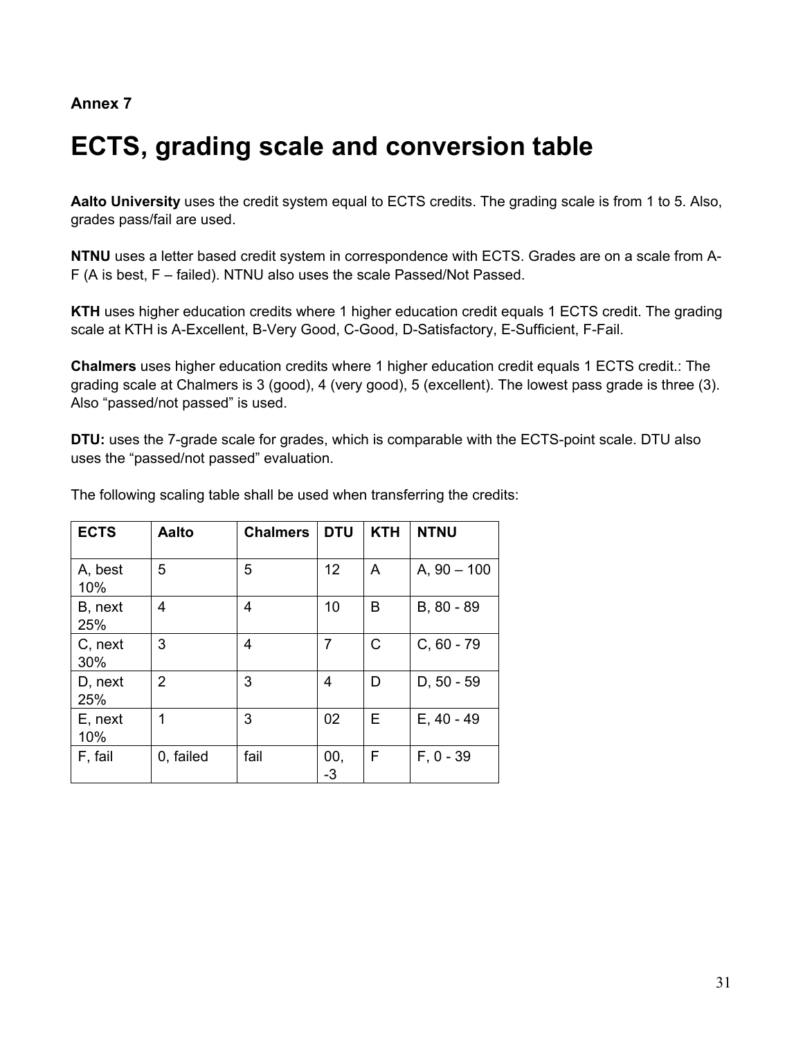**Annex 7**

# ECTS, grading scale and conversion table

**Aalto University** uses the credit system equal to ECTS credits. The grading scale is from 1 to 5. Also, grades pass/fail are used.

**NTNU** uses a letter based credit system in correspondence with ECTS. Grades are on a scale from A-F (A is best, F – failed). NTNU also uses the scale Passed/Not Passed.

**KTH** uses higher education credits where 1 higher education credit equals 1 ECTS credit. The grading scale at KTH is A-Excellent, B-Very Good, C-Good, D-Satisfactory, E-Sufficient, F-Fail.

**Chalmers** uses higher education credits where 1 higher education credit equals 1 ECTS credit.: The grading scale at Chalmers is 3 (good), 4 (very good), 5 (excellent). The lowest pass grade is three (3). Also “passed/not passed” is used.

**DTU:** uses the 7-grade scale for grades, which is comparable with the ECTS-point scale. DTU also uses the “passed/not passed” evaluation.

The following scaling table shall be used when transferring the credits:

| ECTS | Aalto | Chalmers | DTU | KTH | NTNU |
|---|---|---|---|---|---|
| A, best 10% | 5 | 5 | 12 | A | A, 90 – 100 |
| B, next 25% | 4 | 4 | 10 | B | B, 80 - 89 |
| C, next 30% | 3 | 4 | 7 | C | C, 60 - 79 |
| D, next 25% | 2 | 3 | 4 | D | D, 50 - 59 |
| E, next 10% | 1 | 3 | 02 | E | E, 40 - 49 |
| F, fail | 0, failed | fail | 00, -3 | F | F, 0 - 39 |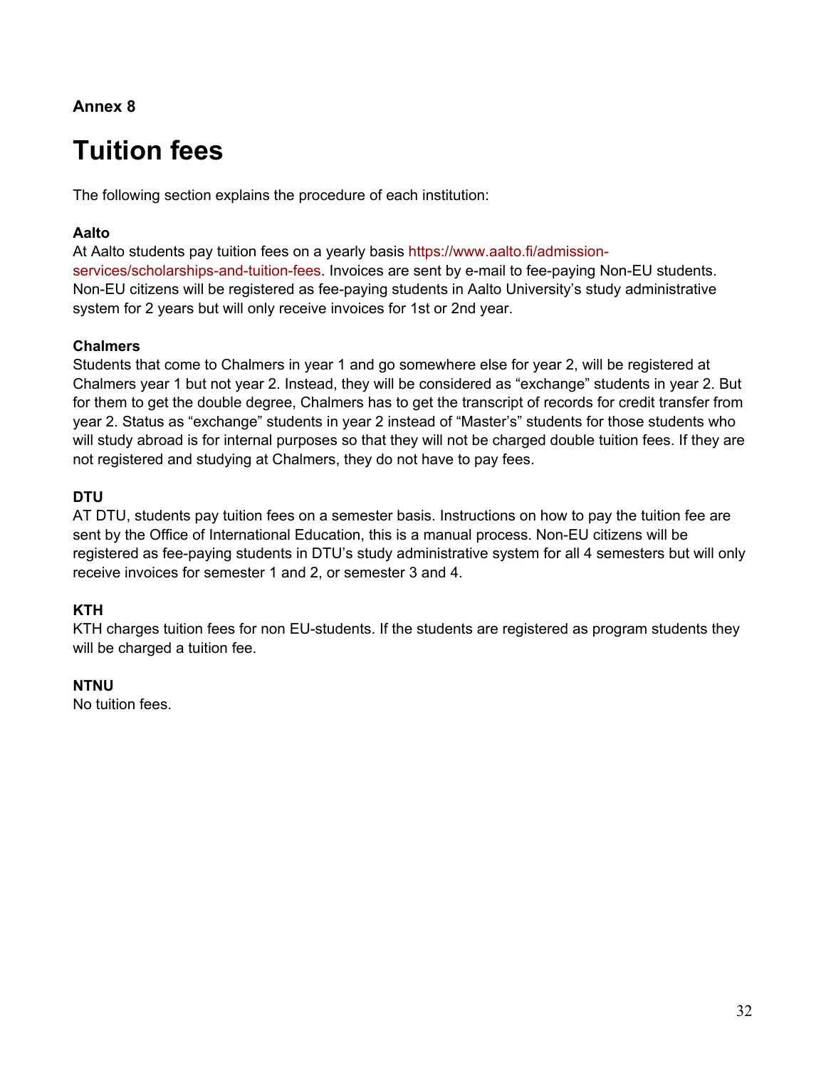**Annex 8**

# Tuition fees

The following section explains the procedure of each institution:

**Aalto**

At Aalto students pay tuition fees on a yearly basis https://www.aalto.fi/admission-services/scholarships-and-tuition-fees. Invoices are sent by e-mail to fee-paying Non-EU students. Non-EU citizens will be registered as fee-paying students in Aalto University's study administrative system for 2 years but will only receive invoices for 1st or 2nd year.

**Chalmers**

Students that come to Chalmers in year 1 and go somewhere else for year 2, will be registered at Chalmers year 1 but not year 2. Instead, they will be considered as "exchange" students in year 2. But for them to get the double degree, Chalmers has to get the transcript of records for credit transfer from year 2. Status as "exchange" students in year 2 instead of "Master's" students for those students who will study abroad is for internal purposes so that they will not be charged double tuition fees. If they are not registered and studying at Chalmers, they do not have to pay fees.

**DTU**

AT DTU, students pay tuition fees on a semester basis. Instructions on how to pay the tuition fee are sent by the Office of International Education, this is a manual process. Non-EU citizens will be registered as fee-paying students in DTU's study administrative system for all 4 semesters but will only receive invoices for semester 1 and 2, or semester 3 and 4.

**KTH**

KTH charges tuition fees for non EU-students. If the students are registered as program students they will be charged a tuition fee.

**NTNU**

No tuition fees.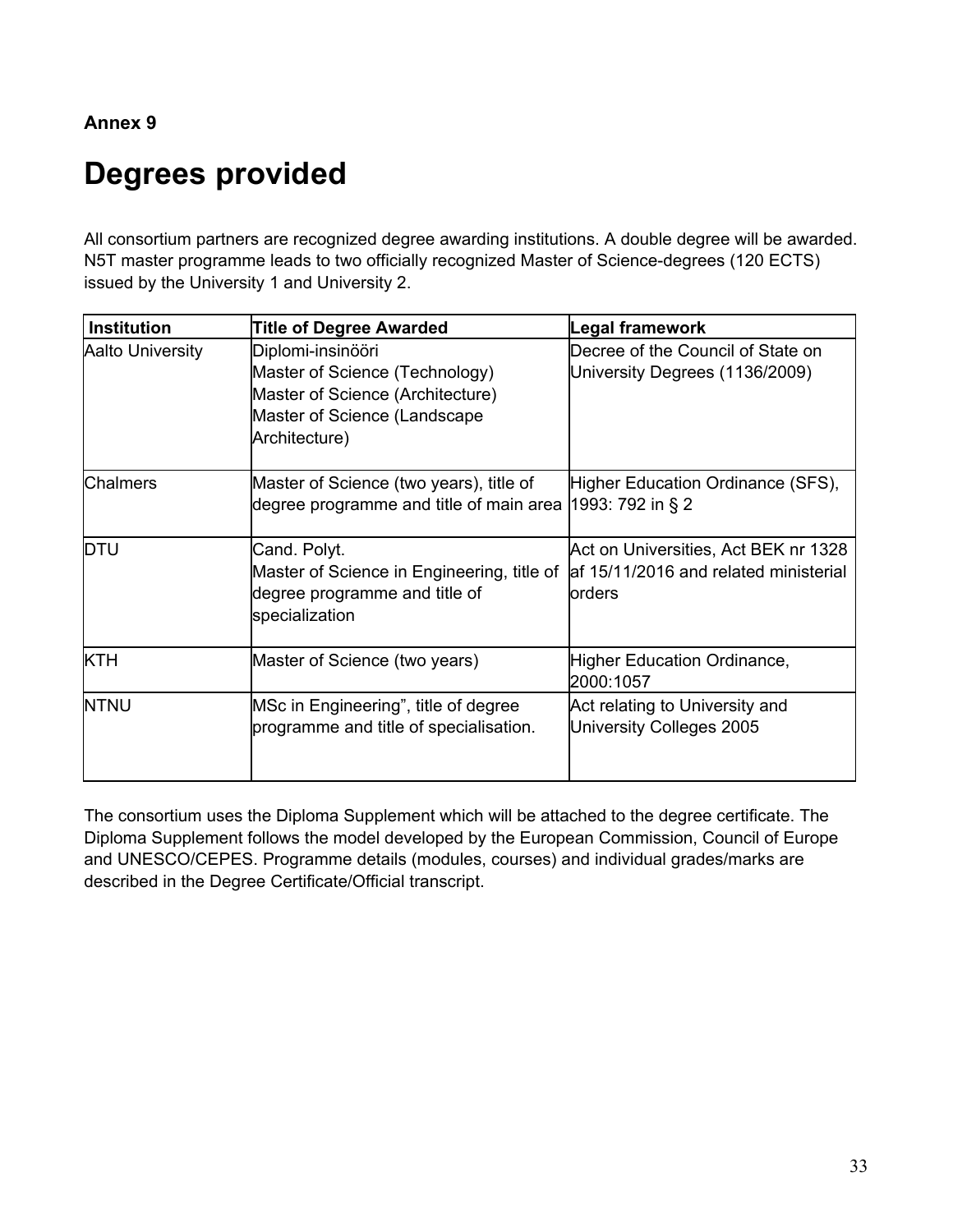**Annex 9**

# Degrees provided

All consortium partners are recognized degree awarding institutions. A double degree will be awarded. N5T master programme leads to two officially recognized Master of Science-degrees (120 ECTS) issued by the University 1 and University 2.

| Institution | Title of Degree Awarded | Legal framework |
|---|---|---|
| Aalto University | Diplomi-insinööri<br>Master of Science (Technology)<br>Master of Science (Architecture)<br>Master of Science (Landscape Architecture) | Decree of the Council of State on University Degrees (1136/2009) |
| Chalmers | Master of Science (two years), title of degree programme and title of main area | Higher Education Ordinance (SFS), 1993: 792 in § 2 |
| DTU | Cand. Polyt.<br>Master of Science in Engineering, title of degree programme and title of specialization | Act on Universities, Act BEK nr 1328 af 15/11/2016 and related ministerial orders |
| KTH | Master of Science (two years) | Higher Education Ordinance, 2000:1057 |
| NTNU | MSc in Engineering", title of degree programme and title of specialisation. | Act relating to University and University Colleges 2005 |

The consortium uses the Diploma Supplement which will be attached to the degree certificate. The Diploma Supplement follows the model developed by the European Commission, Council of Europe and UNESCO/CEPES. Programme details (modules, courses) and individual grades/marks are described in the Degree Certificate/Official transcript.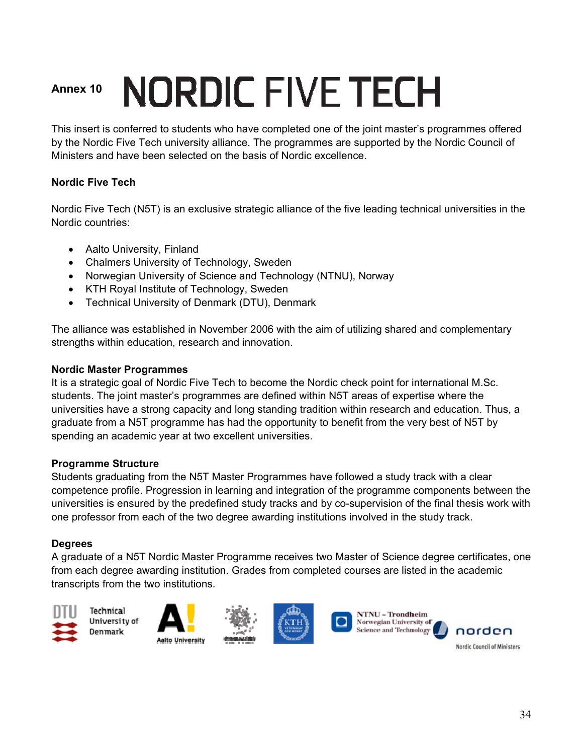**Annex 10** 

# NORDIC FIVE TECH

This insert is conferred to students who have completed one of the joint master's programmes offered by the Nordic Five Tech university alliance. The programmes are supported by the Nordic Council of Ministers and have been selected on the basis of Nordic excellence.

**Nordic Five Tech**

Nordic Five Tech (N5T) is an exclusive strategic alliance of the five leading technical universities in the Nordic countries:

- Aalto University, Finland
- Chalmers University of Technology, Sweden
- Norwegian University of Science and Technology (NTNU), Norway
- KTH Royal Institute of Technology, Sweden
- Technical University of Denmark (DTU), Denmark

The alliance was established in November 2006 with the aim of utilizing shared and complementary strengths within education, research and innovation.

**Nordic Master Programmes**

It is a strategic goal of Nordic Five Tech to become the Nordic check point for international M.Sc. students. The joint master's programmes are defined within N5T areas of expertise where the universities have a strong capacity and long standing tradition within research and education. Thus, a graduate from a N5T programme has had the opportunity to benefit from the very best of N5T by spending an academic year at two excellent universities.

**Programme Structure**

Students graduating from the N5T Master Programmes have followed a study track with a clear competence profile. Progression in learning and integration of the programme components between the universities is ensured by the predefined study tracks and by co-supervision of the final thesis work with one professor from each of the two degree awarding institutions involved in the study track.

**Degrees**

A graduate of a N5T Nordic Master Programme receives two Master of Science degree certificates, one from each degree awarding institution. Grades from completed courses are listed in the academic transcripts from the two institutions.

DTU Technical University of Denmark

Aalto University

NTNU – Trondheim Norwegian University of Science and Technology

norden Nordic Council of Ministers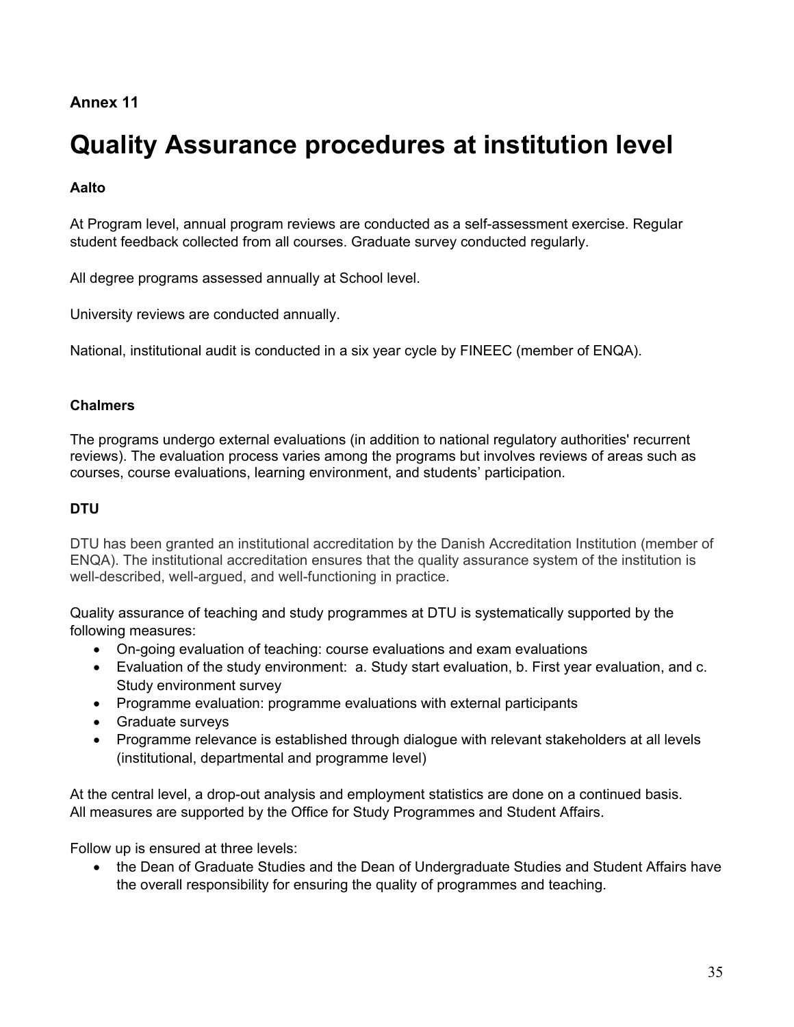**Annex 11**

# Quality Assurance procedures at institution level

### Aalto

At Program level, annual program reviews are conducted as a self-assessment exercise. Regular student feedback collected from all courses. Graduate survey conducted regularly.

All degree programs assessed annually at School level.

University reviews are conducted annually.

National, institutional audit is conducted in a six year cycle by FINEEC (member of ENQA).

### Chalmers

The programs undergo external evaluations (in addition to national regulatory authorities' recurrent reviews). The evaluation process varies among the programs but involves reviews of areas such as courses, course evaluations, learning environment, and students' participation.

### DTU

DTU has been granted an institutional accreditation by the Danish Accreditation Institution (member of ENQA). The institutional accreditation ensures that the quality assurance system of the institution is well-described, well-argued, and well-functioning in practice.

Quality assurance of teaching and study programmes at DTU is systematically supported by the following measures:

- On-going evaluation of teaching: course evaluations and exam evaluations
- Evaluation of the study environment: a. Study start evaluation, b. First year evaluation, and c. Study environment survey
- Programme evaluation: programme evaluations with external participants
- Graduate surveys
- Programme relevance is established through dialogue with relevant stakeholders at all levels (institutional, departmental and programme level)

At the central level, a drop-out analysis and employment statistics are done on a continued basis. All measures are supported by the Office for Study Programmes and Student Affairs.

Follow up is ensured at three levels:

- the Dean of Graduate Studies and the Dean of Undergraduate Studies and Student Affairs have the overall responsibility for ensuring the quality of programmes and teaching.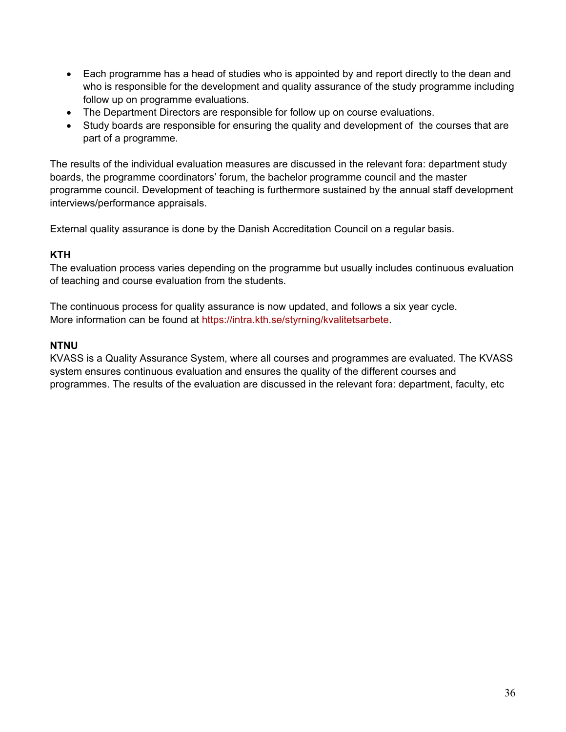- Each programme has a head of studies who is appointed by and report directly to the dean and who is responsible for the development and quality assurance of the study programme including follow up on programme evaluations.
- The Department Directors are responsible for follow up on course evaluations.
- Study boards are responsible for ensuring the quality and development of the courses that are part of a programme.

The results of the individual evaluation measures are discussed in the relevant fora: department study boards, the programme coordinators' forum, the bachelor programme council and the master programme council. Development of teaching is furthermore sustained by the annual staff development interviews/performance appraisals.

External quality assurance is done by the Danish Accreditation Council on a regular basis.

**KTH**

The evaluation process varies depending on the programme but usually includes continuous evaluation of teaching and course evaluation from the students.

The continuous process for quality assurance is now updated, and follows a six year cycle.
More information can be found at https://intra.kth.se/styrning/kvalitetsarbete.

**NTNU**

KVASS is a Quality Assurance System, where all courses and programmes are evaluated. The KVASS system ensures continuous evaluation and ensures the quality of the different courses and programmes. The results of the evaluation are discussed in the relevant fora: department, faculty, etc